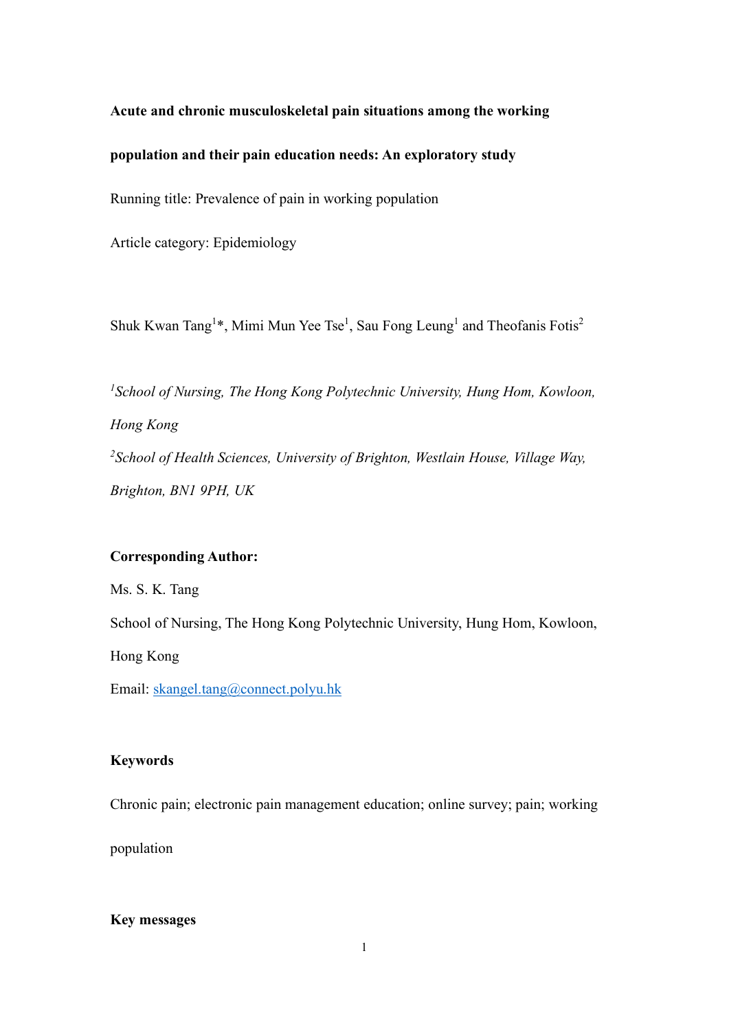**Acute and chronic musculoskeletal pain situations among the working population and their pain education needs: An exploratory study**

Running title: Prevalence of pain in working population

Article category: Epidemiology

Shuk Kwan Tang[1]*, Mimi Mun Yee Tse[1], Sau Fong Leung[1] and Theofanis Fotis[2]

[1]*School of Nursing, The Hong Kong Polytechnic University, Hung Hom, Kowloon, Hong Kong*

[2]*School of Health Sciences, University of Brighton, Westlain House, Village Way, Brighton, BN1 9PH, UK*

**Corresponding Author:**

Ms. S. K. Tang

School of Nursing, The Hong Kong Polytechnic University, Hung Hom, Kowloon, Hong Kong

Email: skangel.tang@connect.polyu.hk

**Keywords**

Chronic pain; electronic pain management education; online survey; pain; working population

**Key messages**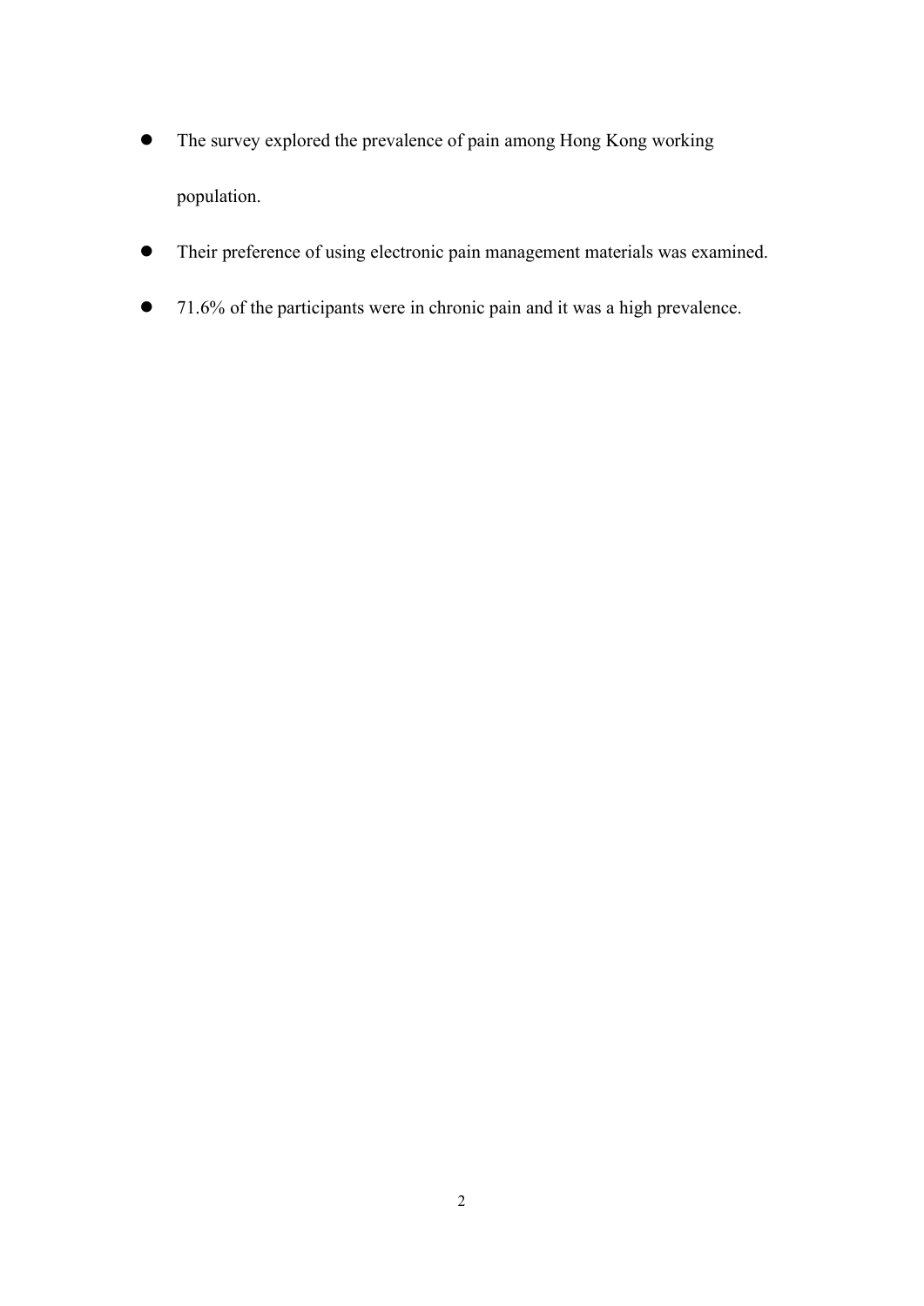- The survey explored the prevalence of pain among Hong Kong working population.
- Their preference of using electronic pain management materials was examined.
- 71.6% of the participants were in chronic pain and it was a high prevalence.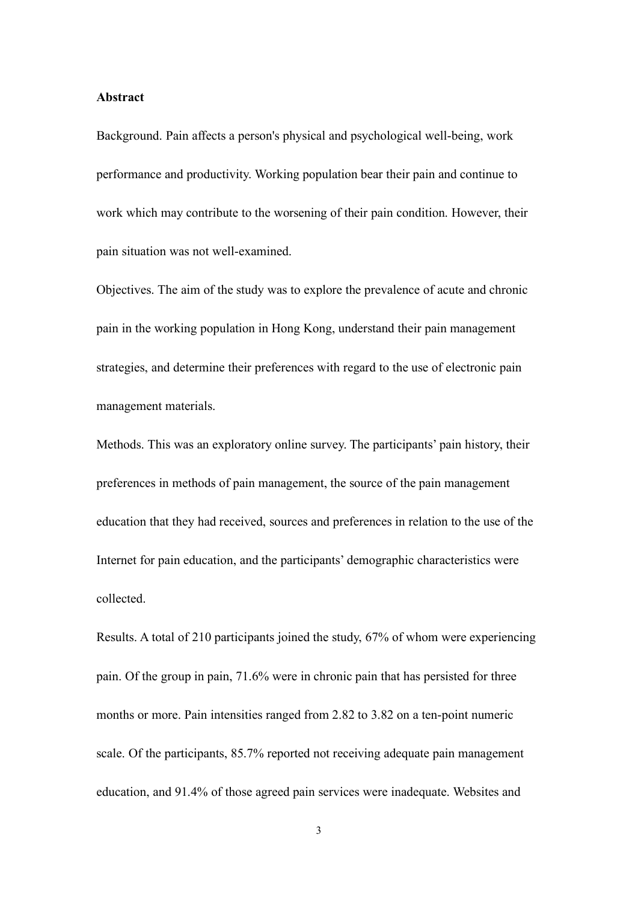**Abstract**

Background. Pain affects a person's physical and psychological well-being, work performance and productivity. Working population bear their pain and continue to work which may contribute to the worsening of their pain condition. However, their pain situation was not well-examined.

Objectives. The aim of the study was to explore the prevalence of acute and chronic pain in the working population in Hong Kong, understand their pain management strategies, and determine their preferences with regard to the use of electronic pain management materials.

Methods. This was an exploratory online survey. The participants' pain history, their preferences in methods of pain management, the source of the pain management education that they had received, sources and preferences in relation to the use of the Internet for pain education, and the participants' demographic characteristics were collected.

Results. A total of 210 participants joined the study, 67% of whom were experiencing pain. Of the group in pain, 71.6% were in chronic pain that has persisted for three months or more. Pain intensities ranged from 2.82 to 3.82 on a ten-point numeric scale. Of the participants, 85.7% reported not receiving adequate pain management education, and 91.4% of those agreed pain services were inadequate. Websites and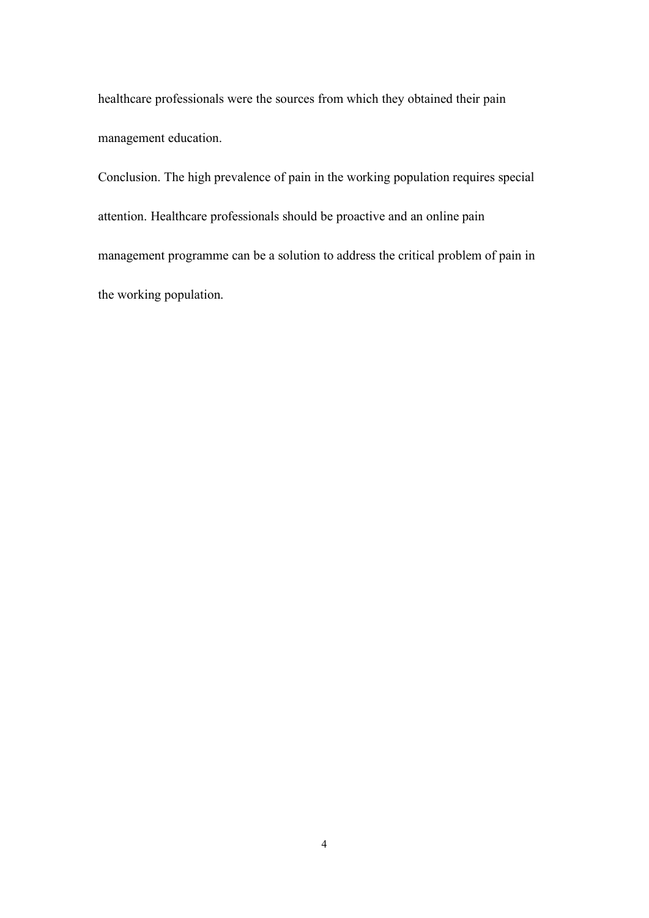healthcare professionals were the sources from which they obtained their pain management education.

Conclusion. The high prevalence of pain in the working population requires special attention. Healthcare professionals should be proactive and an online pain management programme can be a solution to address the critical problem of pain in the working population.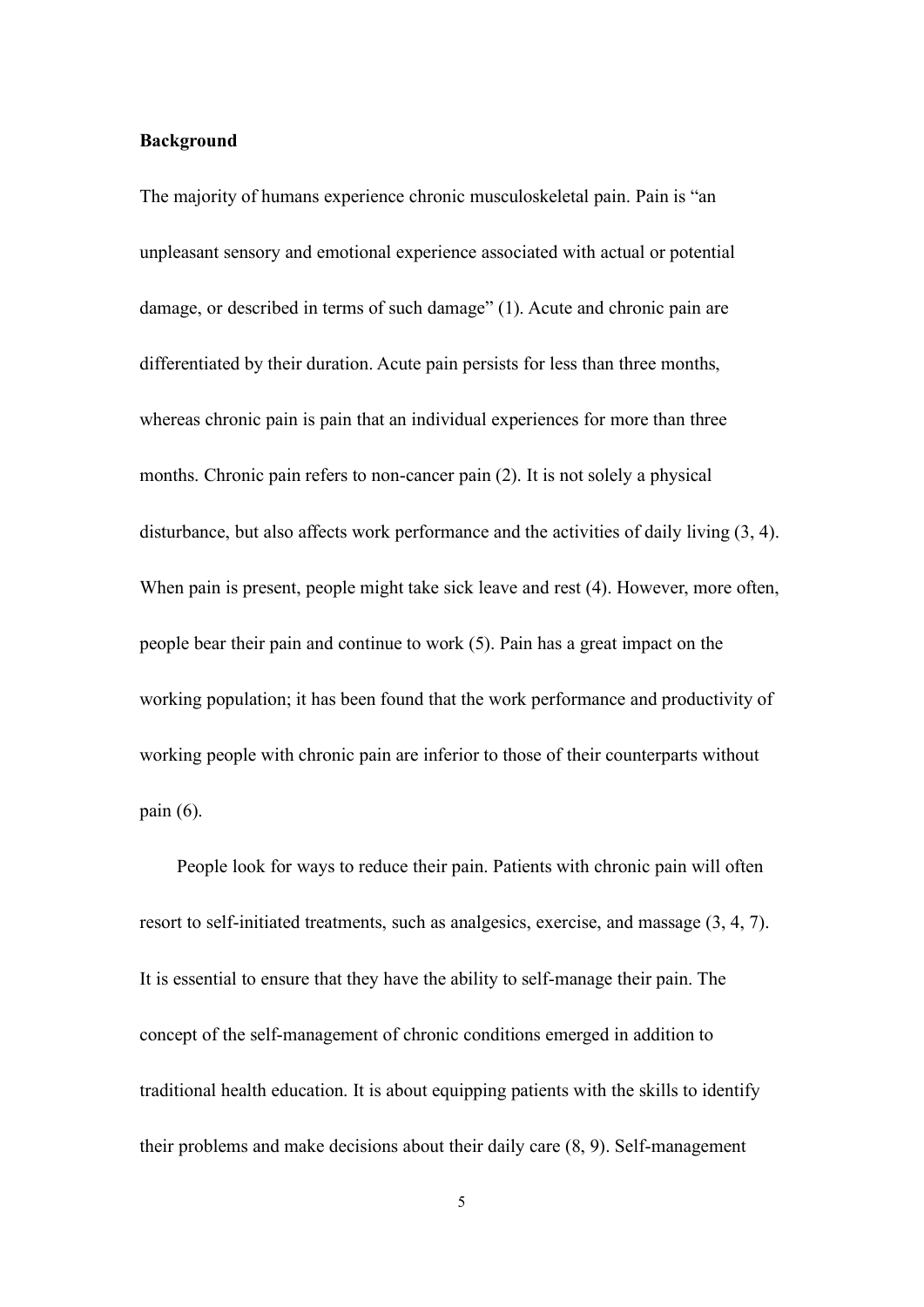**Background**

The majority of humans experience chronic musculoskeletal pain. Pain is "an unpleasant sensory and emotional experience associated with actual or potential damage, or described in terms of such damage" (1). Acute and chronic pain are differentiated by their duration. Acute pain persists for less than three months, whereas chronic pain is pain that an individual experiences for more than three months. Chronic pain refers to non-cancer pain (2). It is not solely a physical disturbance, but also affects work performance and the activities of daily living (3, 4). When pain is present, people might take sick leave and rest (4). However, more often, people bear their pain and continue to work (5). Pain has a great impact on the working population; it has been found that the work performance and productivity of working people with chronic pain are inferior to those of their counterparts without pain (6).

People look for ways to reduce their pain. Patients with chronic pain will often resort to self-initiated treatments, such as analgesics, exercise, and massage (3, 4, 7). It is essential to ensure that they have the ability to self-manage their pain. The concept of the self-management of chronic conditions emerged in addition to traditional health education. It is about equipping patients with the skills to identify their problems and make decisions about their daily care (8, 9). Self-management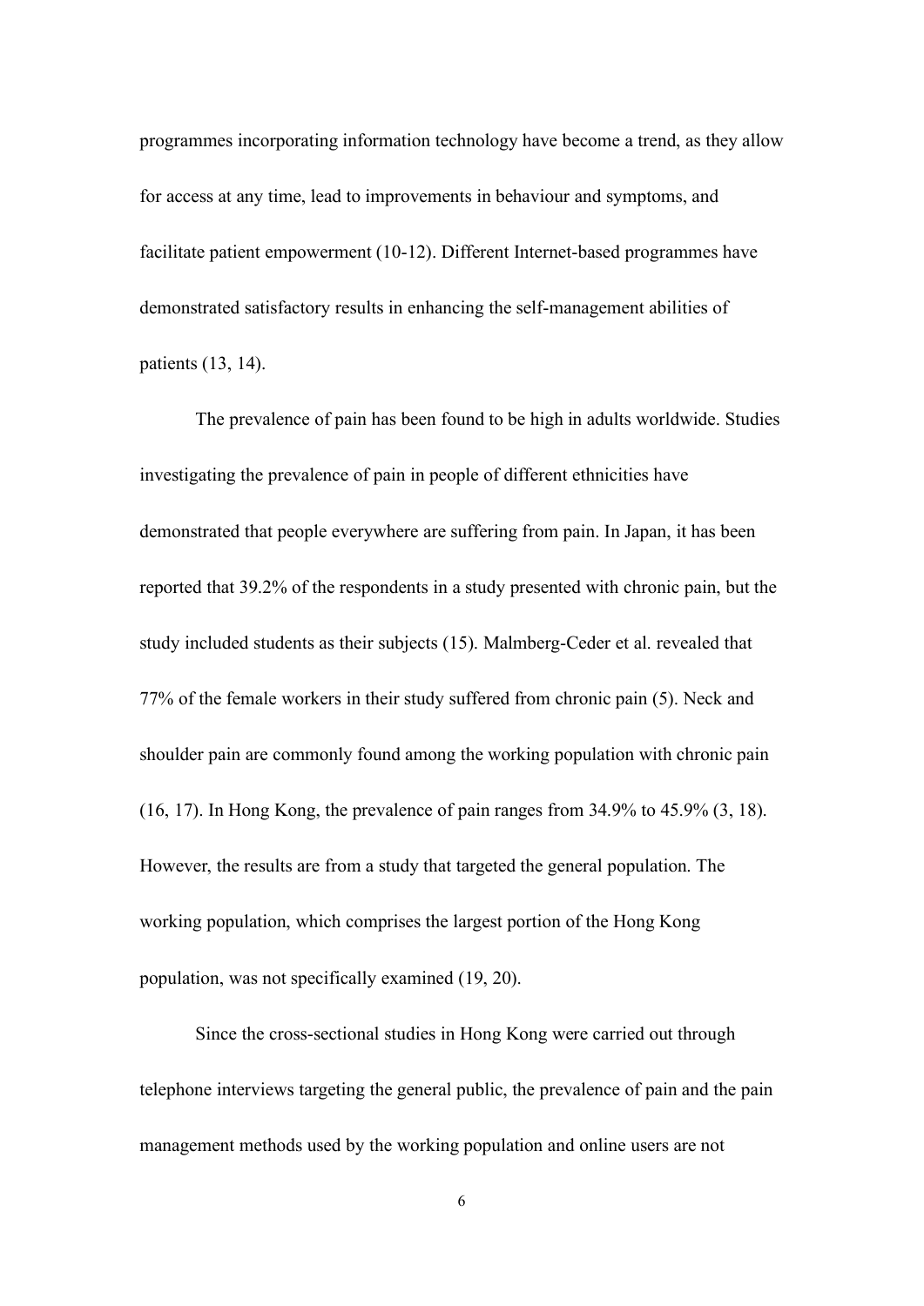programmes incorporating information technology have become a trend, as they allow for access at any time, lead to improvements in behaviour and symptoms, and facilitate patient empowerment (10-12). Different Internet-based programmes have demonstrated satisfactory results in enhancing the self-management abilities of patients (13, 14).

The prevalence of pain has been found to be high in adults worldwide. Studies investigating the prevalence of pain in people of different ethnicities have demonstrated that people everywhere are suffering from pain. In Japan, it has been reported that 39.2% of the respondents in a study presented with chronic pain, but the study included students as their subjects (15). Malmberg-Ceder et al. revealed that 77% of the female workers in their study suffered from chronic pain (5). Neck and shoulder pain are commonly found among the working population with chronic pain (16, 17). In Hong Kong, the prevalence of pain ranges from 34.9% to 45.9% (3, 18). However, the results are from a study that targeted the general population. The working population, which comprises the largest portion of the Hong Kong population, was not specifically examined (19, 20).

Since the cross-sectional studies in Hong Kong were carried out through telephone interviews targeting the general public, the prevalence of pain and the pain management methods used by the working population and online users are not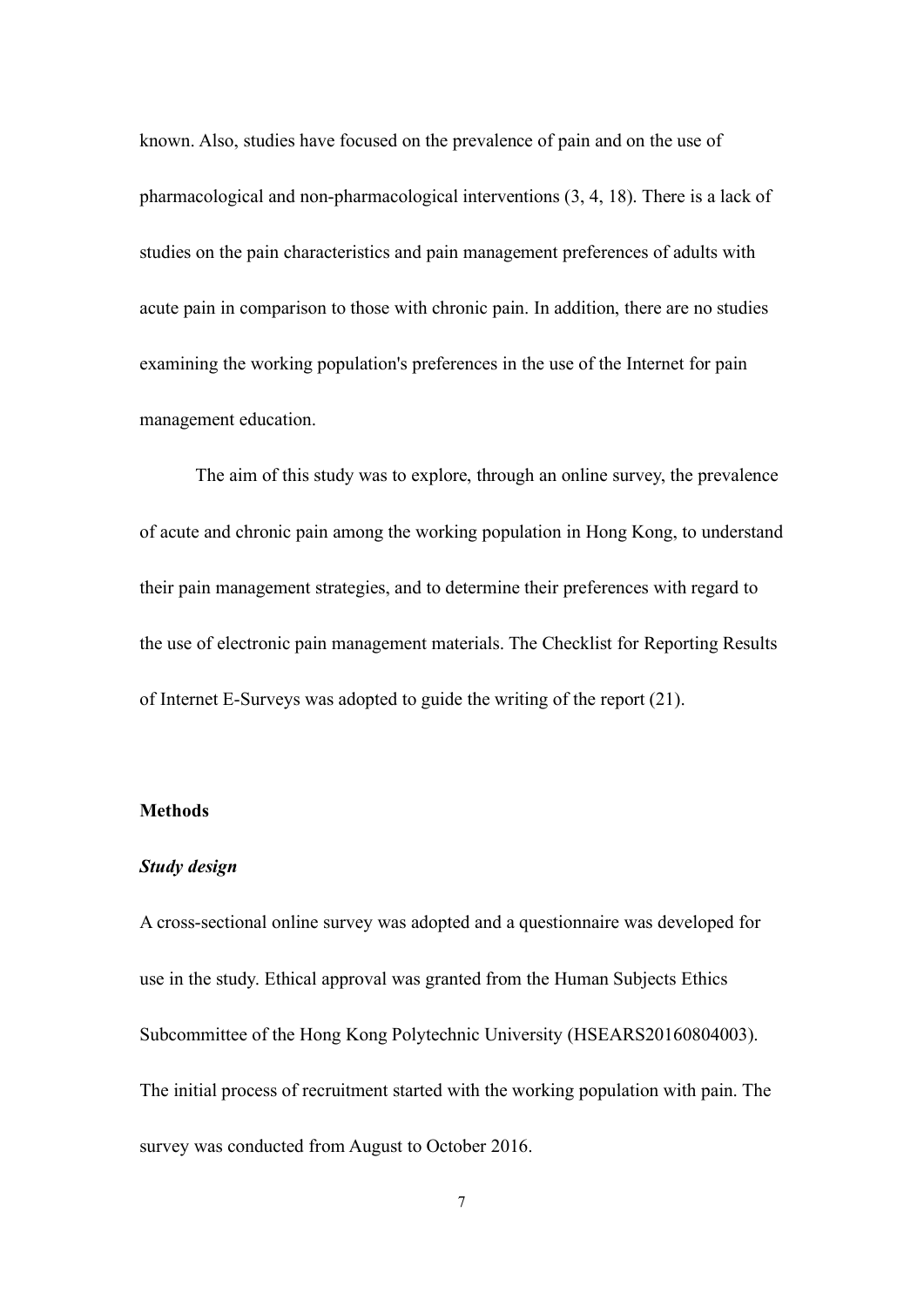known. Also, studies have focused on the prevalence of pain and on the use of pharmacological and non-pharmacological interventions (3, 4, 18). There is a lack of studies on the pain characteristics and pain management preferences of adults with acute pain in comparison to those with chronic pain. In addition, there are no studies examining the working population's preferences in the use of the Internet for pain management education.

The aim of this study was to explore, through an online survey, the prevalence of acute and chronic pain among the working population in Hong Kong, to understand their pain management strategies, and to determine their preferences with regard to the use of electronic pain management materials. The Checklist for Reporting Results of Internet E-Surveys was adopted to guide the writing of the report (21).

## Methods

### *Study design*

A cross-sectional online survey was adopted and a questionnaire was developed for use in the study. Ethical approval was granted from the Human Subjects Ethics Subcommittee of the Hong Kong Polytechnic University (HSEARS20160804003). The initial process of recruitment started with the working population with pain. The survey was conducted from August to October 2016.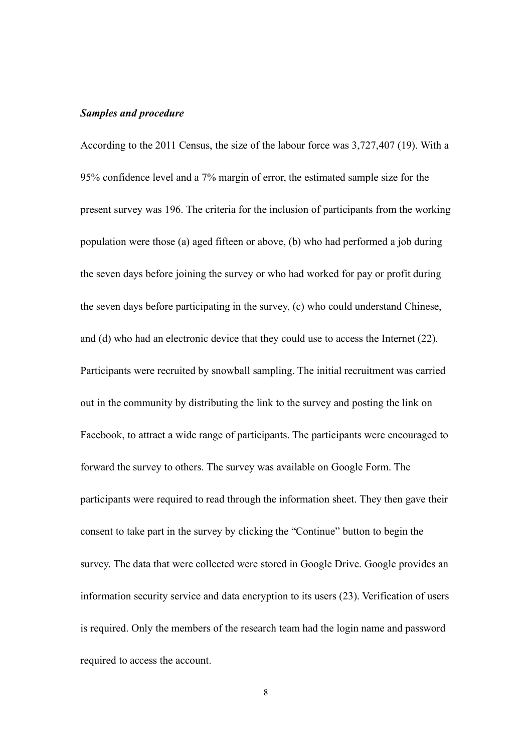### *Samples and procedure*

According to the 2011 Census, the size of the labour force was 3,727,407 (19). With a 95% confidence level and a 7% margin of error, the estimated sample size for the present survey was 196. The criteria for the inclusion of participants from the working population were those (a) aged fifteen or above, (b) who had performed a job during the seven days before joining the survey or who had worked for pay or profit during the seven days before participating in the survey, (c) who could understand Chinese, and (d) who had an electronic device that they could use to access the Internet (22). Participants were recruited by snowball sampling. The initial recruitment was carried out in the community by distributing the link to the survey and posting the link on Facebook, to attract a wide range of participants. The participants were encouraged to forward the survey to others. The survey was available on Google Form. The participants were required to read through the information sheet. They then gave their consent to take part in the survey by clicking the "Continue" button to begin the survey. The data that were collected were stored in Google Drive. Google provides an information security service and data encryption to its users (23). Verification of users is required. Only the members of the research team had the login name and password required to access the account.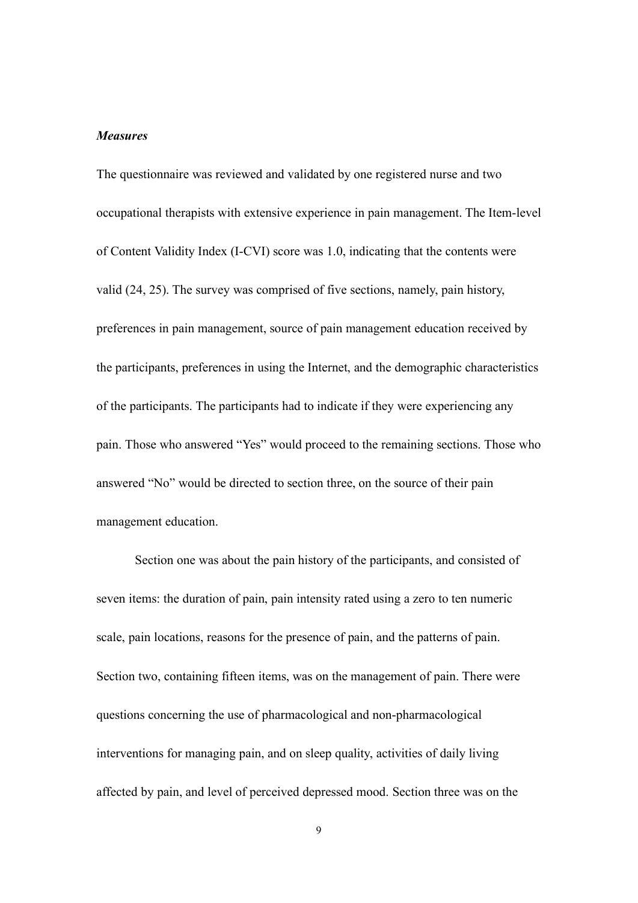***Measures***

The questionnaire was reviewed and validated by one registered nurse and two occupational therapists with extensive experience in pain management. The Item-level of Content Validity Index (I-CVI) score was 1.0, indicating that the contents were valid (24, 25). The survey was comprised of five sections, namely, pain history, preferences in pain management, source of pain management education received by the participants, preferences in using the Internet, and the demographic characteristics of the participants. The participants had to indicate if they were experiencing any pain. Those who answered "Yes" would proceed to the remaining sections. Those who answered "No" would be directed to section three, on the source of their pain management education.

Section one was about the pain history of the participants, and consisted of seven items: the duration of pain, pain intensity rated using a zero to ten numeric scale, pain locations, reasons for the presence of pain, and the patterns of pain. Section two, containing fifteen items, was on the management of pain. There were questions concerning the use of pharmacological and non-pharmacological interventions for managing pain, and on sleep quality, activities of daily living affected by pain, and level of perceived depressed mood. Section three was on the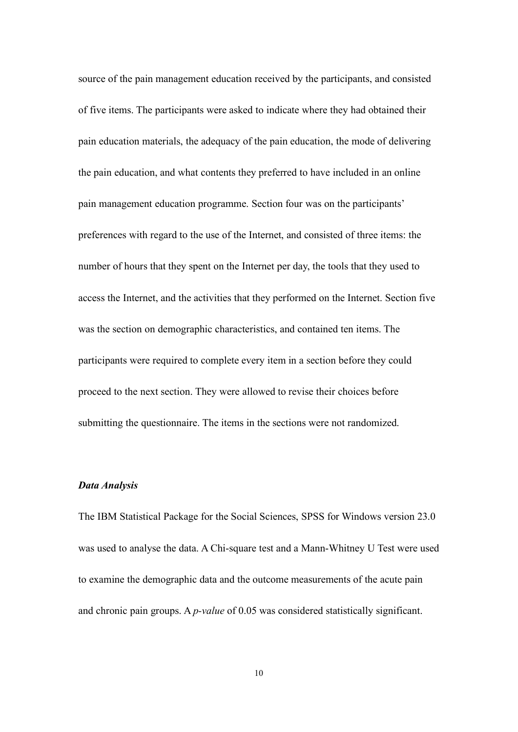source of the pain management education received by the participants, and consisted of five items. The participants were asked to indicate where they had obtained their pain education materials, the adequacy of the pain education, the mode of delivering the pain education, and what contents they preferred to have included in an online pain management education programme. Section four was on the participants' preferences with regard to the use of the Internet, and consisted of three items: the number of hours that they spent on the Internet per day, the tools that they used to access the Internet, and the activities that they performed on the Internet. Section five was the section on demographic characteristics, and contained ten items. The participants were required to complete every item in a section before they could proceed to the next section. They were allowed to revise their choices before submitting the questionnaire. The items in the sections were not randomized.

***Data Analysis***

The IBM Statistical Package for the Social Sciences, SPSS for Windows version 23.0 was used to analyse the data. A Chi-square test and a Mann-Whitney U Test were used to examine the demographic data and the outcome measurements of the acute pain and chronic pain groups. A *p-value* of 0.05 was considered statistically significant.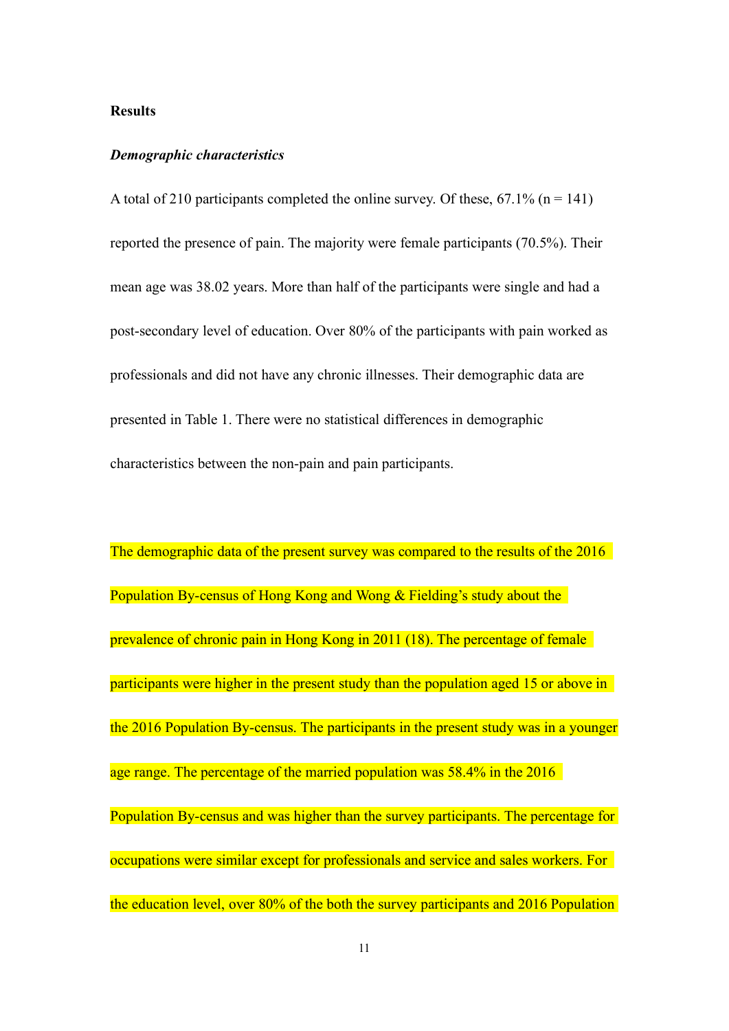## Results

### *Demographic characteristics*

A total of 210 participants completed the online survey. Of these, 67.1% (n = 141) reported the presence of pain. The majority were female participants (70.5%). Their mean age was 38.02 years. More than half of the participants were single and had a post-secondary level of education. Over 80% of the participants with pain worked as professionals and did not have any chronic illnesses. Their demographic data are presented in Table 1. There were no statistical differences in demographic characteristics between the non-pain and pain participants.

The demographic data of the present survey was compared to the results of the 2016 Population By-census of Hong Kong and Wong & Fielding's study about the prevalence of chronic pain in Hong Kong in 2011 (18). The percentage of female participants were higher in the present study than the population aged 15 or above in the 2016 Population By-census. The participants in the present study was in a younger age range. The percentage of the married population was 58.4% in the 2016 Population By-census and was higher than the survey participants. The percentage for occupations were similar except for professionals and service and sales workers. For the education level, over 80% of the both the survey participants and 2016 Population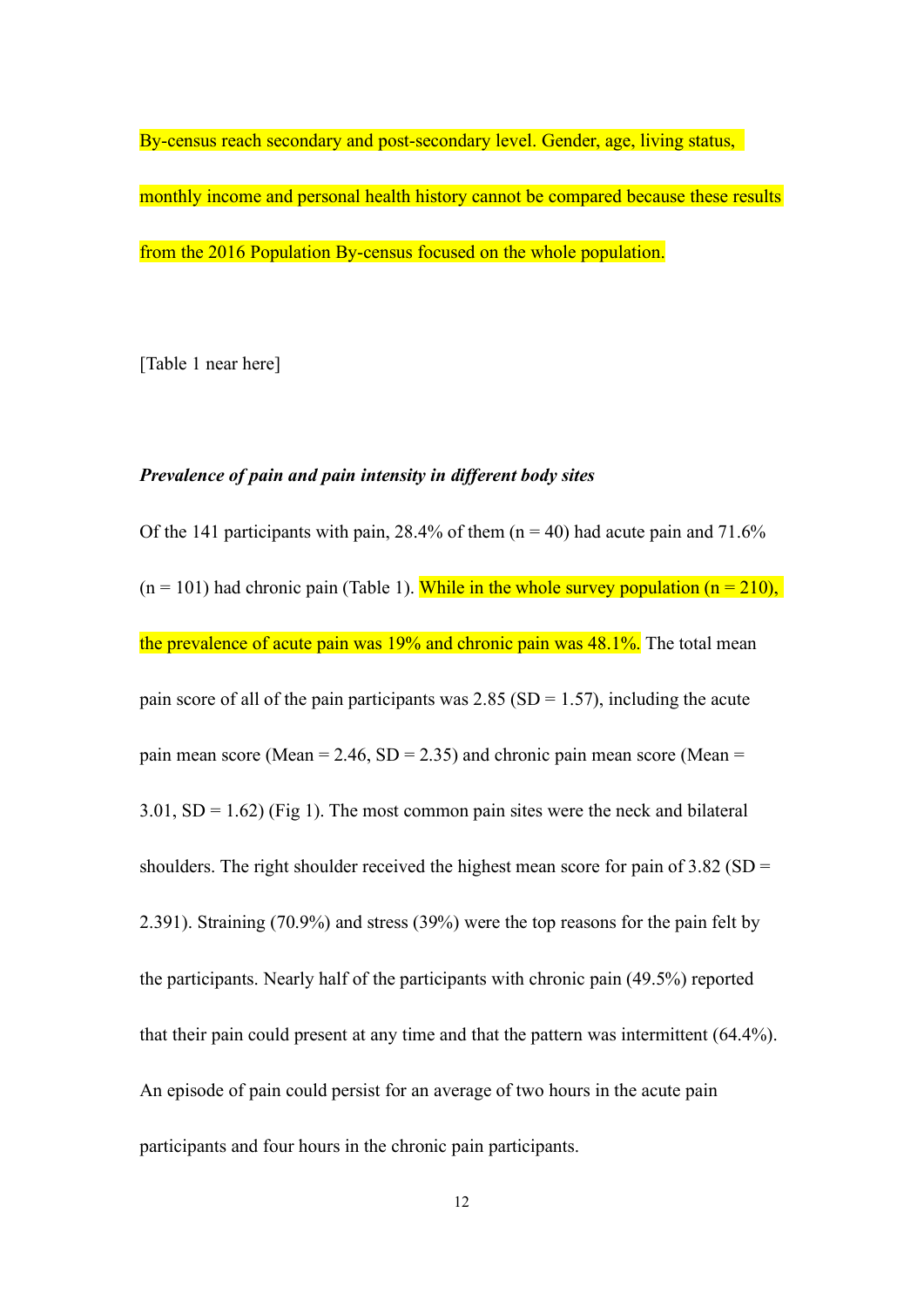By-census reach secondary and post-secondary level. Gender, age, living status, monthly income and personal health history cannot be compared because these results from the 2016 Population By-census focused on the whole population.

[Table 1 near here]

***Prevalence of pain and pain intensity in different body sites***

Of the 141 participants with pain, 28.4% of them (n = 40) had acute pain and 71.6% (n = 101) had chronic pain (Table 1). While in the whole survey population (n = 210), the prevalence of acute pain was 19% and chronic pain was 48.1%. The total mean pain score of all of the pain participants was 2.85 (SD = 1.57), including the acute pain mean score (Mean = 2.46, SD = 2.35) and chronic pain mean score (Mean = 3.01, SD = 1.62) (Fig 1). The most common pain sites were the neck and bilateral shoulders. The right shoulder received the highest mean score for pain of 3.82 (SD = 2.391). Straining (70.9%) and stress (39%) were the top reasons for the pain felt by the participants. Nearly half of the participants with chronic pain (49.5%) reported that their pain could present at any time and that the pattern was intermittent (64.4%). An episode of pain could persist for an average of two hours in the acute pain participants and four hours in the chronic pain participants.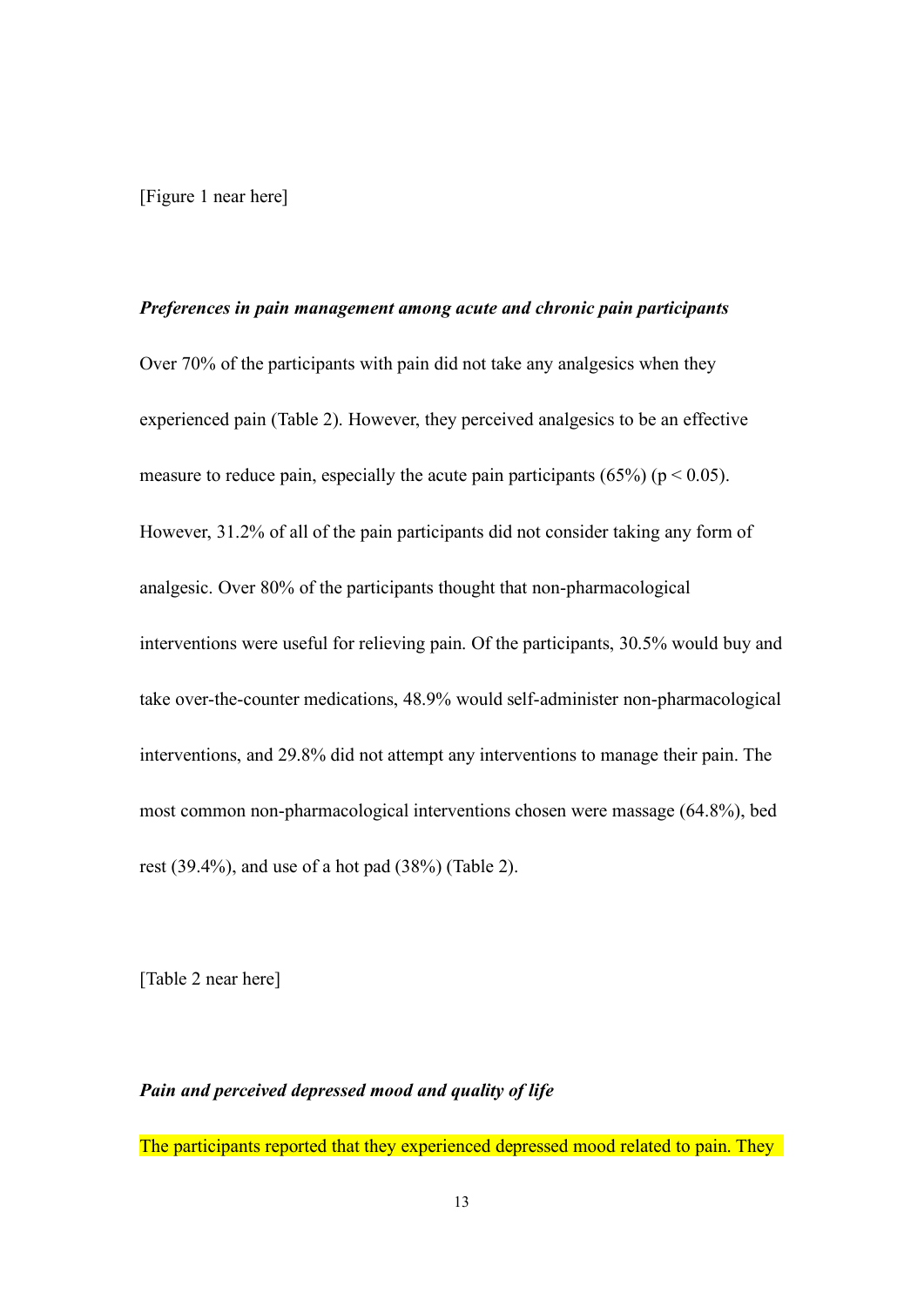[Figure 1 near here]

***Preferences in pain management among acute and chronic pain participants***

Over 70% of the participants with pain did not take any analgesics when they experienced pain (Table 2). However, they perceived analgesics to be an effective measure to reduce pain, especially the acute pain participants (65%) ($p < 0.05$). However, 31.2% of all of the pain participants did not consider taking any form of analgesic. Over 80% of the participants thought that non-pharmacological interventions were useful for relieving pain. Of the participants, 30.5% would buy and take over-the-counter medications, 48.9% would self-administer non-pharmacological interventions, and 29.8% did not attempt any interventions to manage their pain. The most common non-pharmacological interventions chosen were massage (64.8%), bed rest (39.4%), and use of a hot pad (38%) (Table 2).

[Table 2 near here]

***Pain and perceived depressed mood and quality of life***

The participants reported that they experienced depressed mood related to pain. They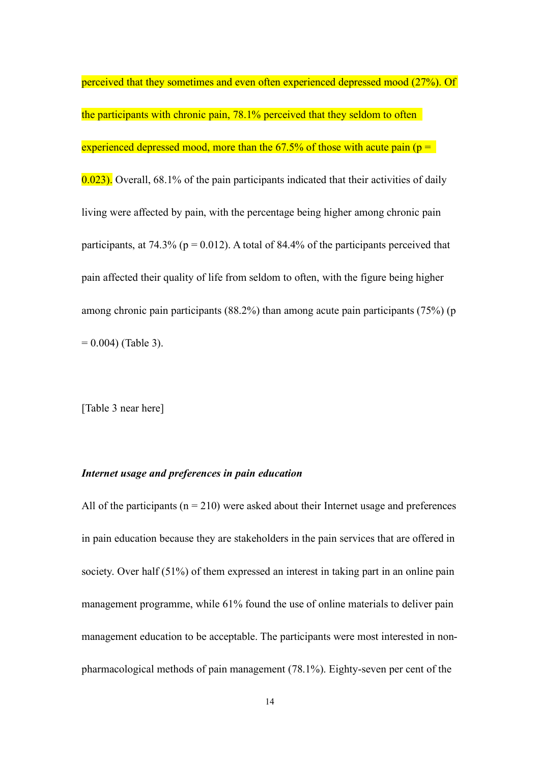perceived that they sometimes and even often experienced depressed mood (27%). Of the participants with chronic pain, 78.1% perceived that they seldom to often experienced depressed mood, more than the 67.5% of those with acute pain ($p = 0.023$). Overall, 68.1% of the pain participants indicated that their activities of daily living were affected by pain, with the percentage being higher among chronic pain participants, at 74.3% ($p = 0.012$). A total of 84.4% of the participants perceived that pain affected their quality of life from seldom to often, with the figure being higher among chronic pain participants (88.2%) than among acute pain participants (75%) ($p = 0.004$) (Table 3).

[Table 3 near here]

***Internet usage and preferences in pain education***

All of the participants ($n = 210$) were asked about their Internet usage and preferences in pain education because they are stakeholders in the pain services that are offered in society. Over half (51%) of them expressed an interest in taking part in an online pain management programme, while 61% found the use of online materials to deliver pain management education to be acceptable. The participants were most interested in non-pharmacological methods of pain management (78.1%). Eighty-seven per cent of the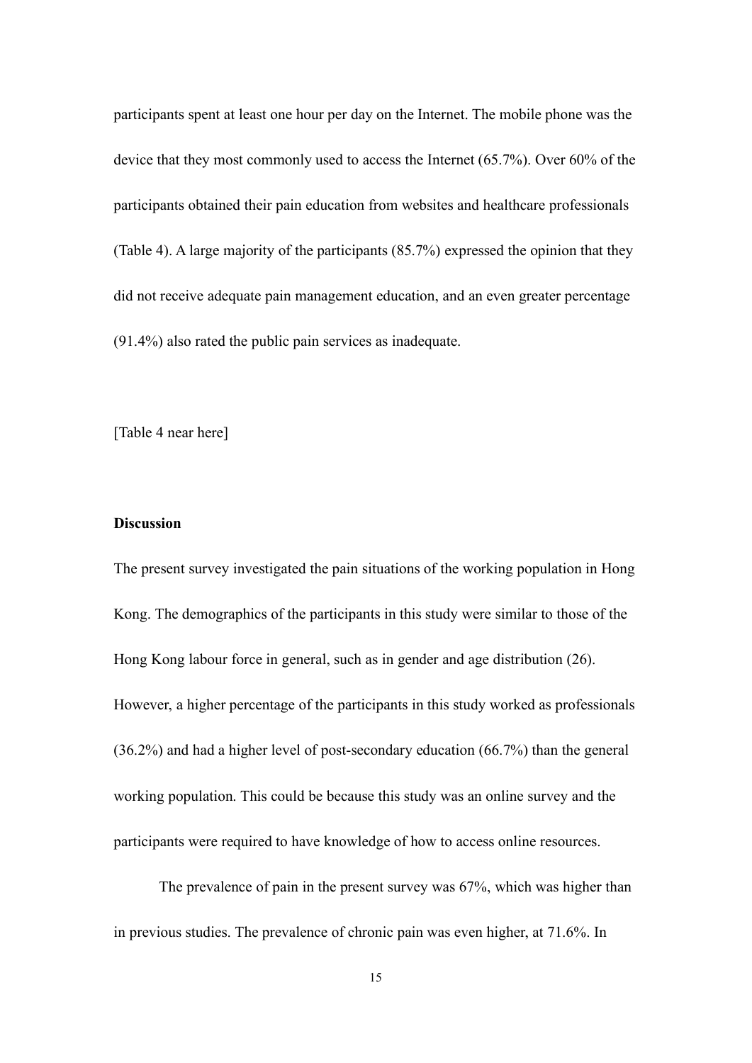participants spent at least one hour per day on the Internet. The mobile phone was the device that they most commonly used to access the Internet (65.7%). Over 60% of the participants obtained their pain education from websites and healthcare professionals (Table 4). A large majority of the participants (85.7%) expressed the opinion that they did not receive adequate pain management education, and an even greater percentage (91.4%) also rated the public pain services as inadequate.

[Table 4 near here]

## Discussion

The present survey investigated the pain situations of the working population in Hong Kong. The demographics of the participants in this study were similar to those of the Hong Kong labour force in general, such as in gender and age distribution (26). However, a higher percentage of the participants in this study worked as professionals (36.2%) and had a higher level of post-secondary education (66.7%) than the general working population. This could be because this study was an online survey and the participants were required to have knowledge of how to access online resources.

The prevalence of pain in the present survey was 67%, which was higher than in previous studies. The prevalence of chronic pain was even higher, at 71.6%. In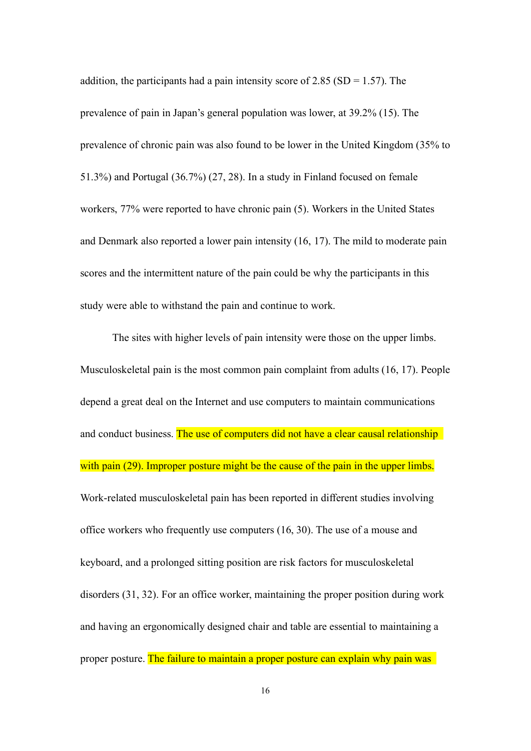addition, the participants had a pain intensity score of 2.85 (SD = 1.57). The prevalence of pain in Japan's general population was lower, at 39.2% (15). The prevalence of chronic pain was also found to be lower in the United Kingdom (35% to 51.3%) and Portugal (36.7%) (27, 28). In a study in Finland focused on female workers, 77% were reported to have chronic pain (5). Workers in the United States and Denmark also reported a lower pain intensity (16, 17). The mild to moderate pain scores and the intermittent nature of the pain could be why the participants in this study were able to withstand the pain and continue to work.

The sites with higher levels of pain intensity were those on the upper limbs. Musculoskeletal pain is the most common pain complaint from adults (16, 17). People depend a great deal on the Internet and use computers to maintain communications and conduct business. The use of computers did not have a clear causal relationship with pain (29). Improper posture might be the cause of the pain in the upper limbs. Work-related musculoskeletal pain has been reported in different studies involving office workers who frequently use computers (16, 30). The use of a mouse and keyboard, and a prolonged sitting position are risk factors for musculoskeletal disorders (31, 32). For an office worker, maintaining the proper position during work and having an ergonomically designed chair and table are essential to maintaining a proper posture. The failure to maintain a proper posture can explain why pain was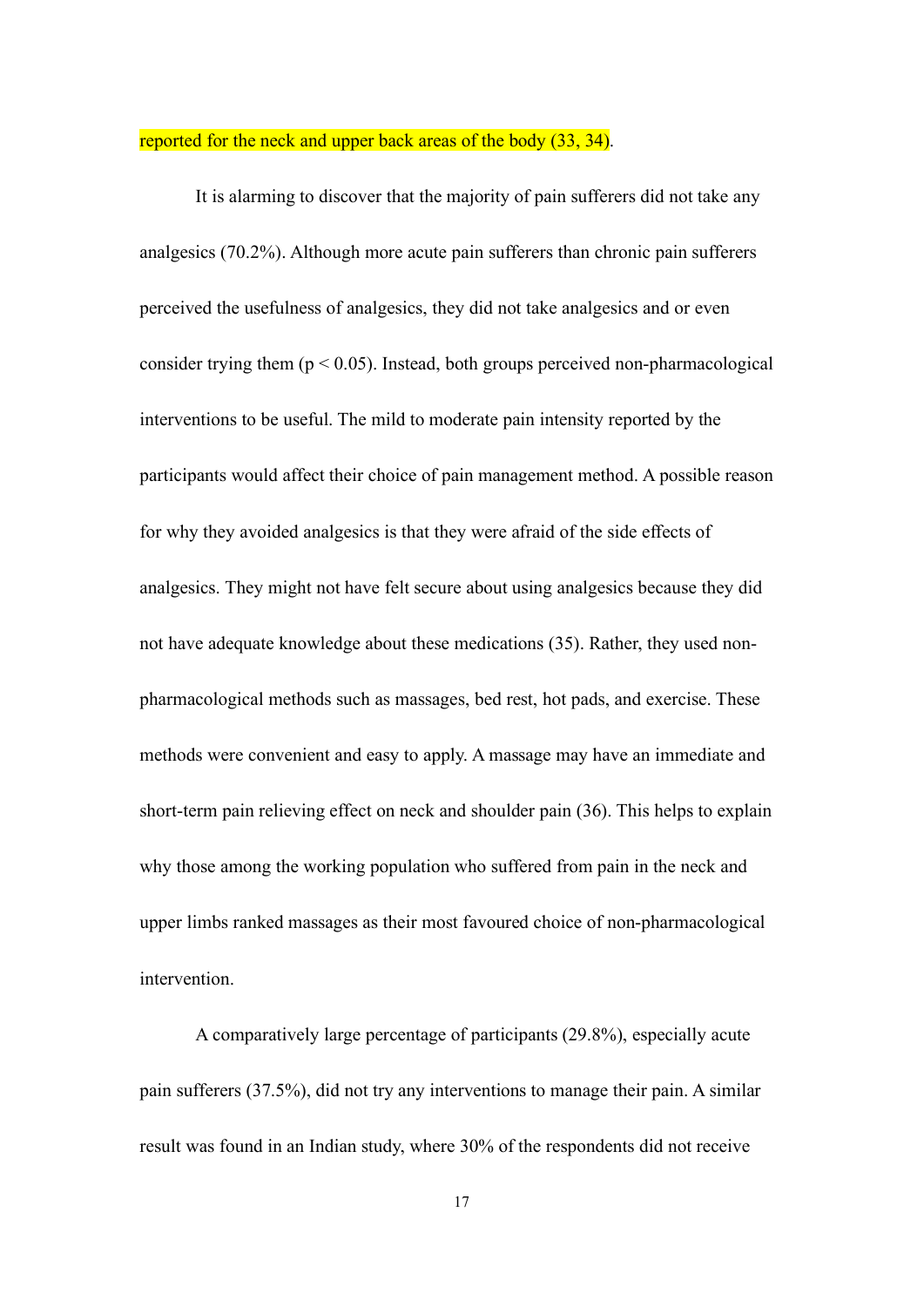reported for the neck and upper back areas of the body (33, 34).

It is alarming to discover that the majority of pain sufferers did not take any analgesics (70.2%). Although more acute pain sufferers than chronic pain sufferers perceived the usefulness of analgesics, they did not take analgesics and or even consider trying them ($p < 0.05$). Instead, both groups perceived non-pharmacological interventions to be useful. The mild to moderate pain intensity reported by the participants would affect their choice of pain management method. A possible reason for why they avoided analgesics is that they were afraid of the side effects of analgesics. They might not have felt secure about using analgesics because they did not have adequate knowledge about these medications (35). Rather, they used non-pharmacological methods such as massages, bed rest, hot pads, and exercise. These methods were convenient and easy to apply. A massage may have an immediate and short-term pain relieving effect on neck and shoulder pain (36). This helps to explain why those among the working population who suffered from pain in the neck and upper limbs ranked massages as their most favoured choice of non-pharmacological intervention.

A comparatively large percentage of participants (29.8%), especially acute pain sufferers (37.5%), did not try any interventions to manage their pain. A similar result was found in an Indian study, where 30% of the respondents did not receive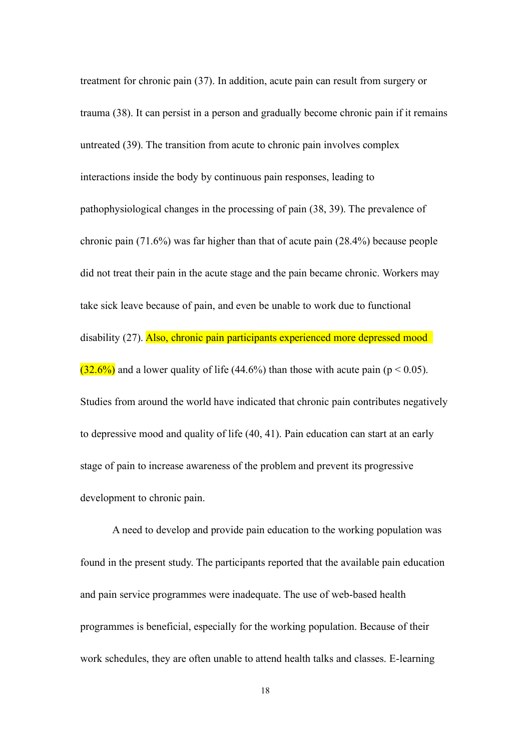treatment for chronic pain (37). In addition, acute pain can result from surgery or trauma (38). It can persist in a person and gradually become chronic pain if it remains untreated (39). The transition from acute to chronic pain involves complex interactions inside the body by continuous pain responses, leading to pathophysiological changes in the processing of pain (38, 39). The prevalence of chronic pain (71.6%) was far higher than that of acute pain (28.4%) because people did not treat their pain in the acute stage and the pain became chronic. Workers may take sick leave because of pain, and even be unable to work due to functional disability (27). Also, chronic pain participants experienced more depressed mood (32.6%) and a lower quality of life (44.6%) than those with acute pain ($p < 0.05$). Studies from around the world have indicated that chronic pain contributes negatively to depressive mood and quality of life (40, 41). Pain education can start at an early stage of pain to increase awareness of the problem and prevent its progressive development to chronic pain.

A need to develop and provide pain education to the working population was found in the present study. The participants reported that the available pain education and pain service programmes were inadequate. The use of web-based health programmes is beneficial, especially for the working population. Because of their work schedules, they are often unable to attend health talks and classes. E-learning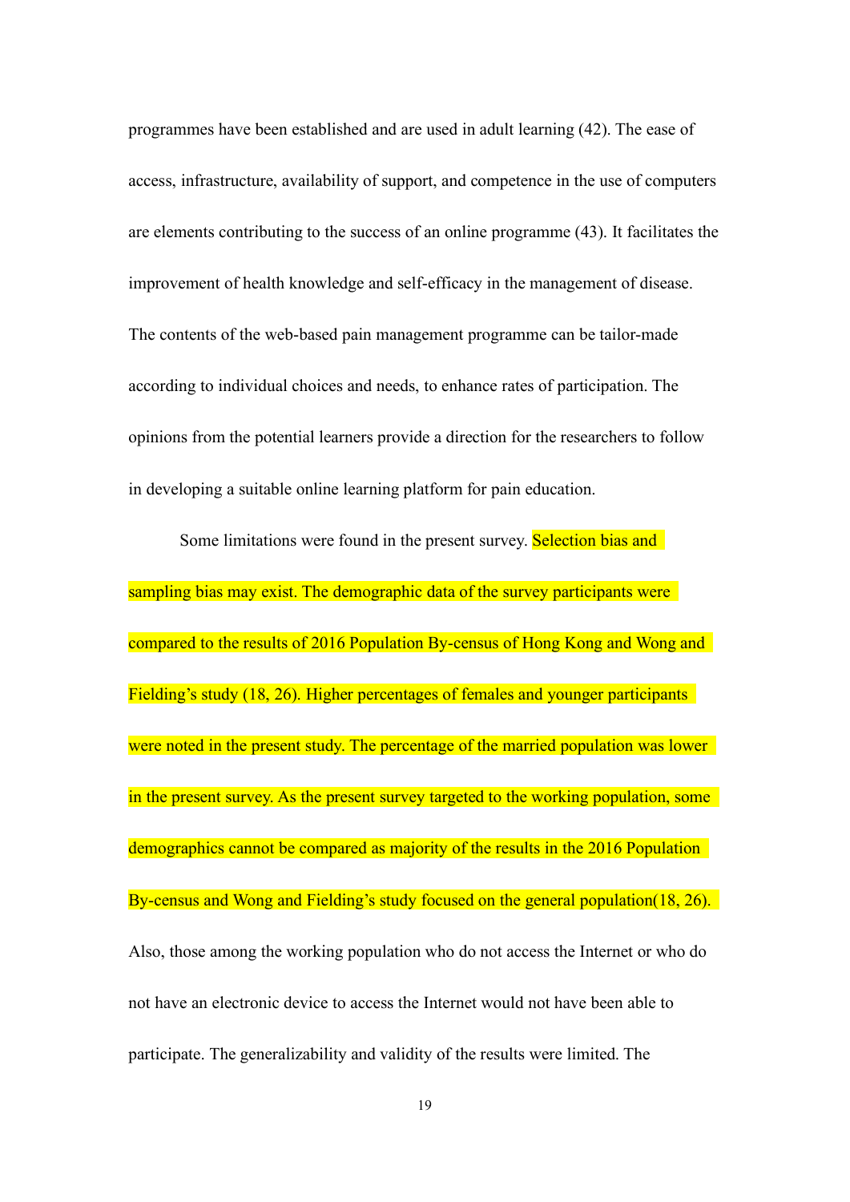programmes have been established and are used in adult learning (42). The ease of access, infrastructure, availability of support, and competence in the use of computers are elements contributing to the success of an online programme (43). It facilitates the improvement of health knowledge and self-efficacy in the management of disease. The contents of the web-based pain management programme can be tailor-made according to individual choices and needs, to enhance rates of participation. The opinions from the potential learners provide a direction for the researchers to follow in developing a suitable online learning platform for pain education.

Some limitations were found in the present survey. Selection bias and sampling bias may exist. The demographic data of the survey participants were compared to the results of 2016 Population By-census of Hong Kong and Wong and Fielding's study (18, 26). Higher percentages of females and younger participants were noted in the present study. The percentage of the married population was lower in the present survey. As the present survey targeted to the working population, some demographics cannot be compared as majority of the results in the 2016 Population By-census and Wong and Fielding's study focused on the general population(18, 26). Also, those among the working population who do not access the Internet or who do not have an electronic device to access the Internet would not have been able to participate. The generalizability and validity of the results were limited. The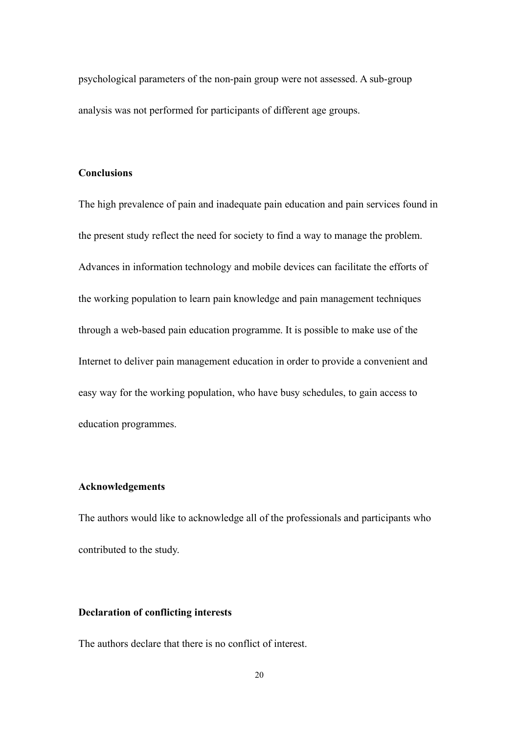psychological parameters of the non-pain group were not assessed. A sub-group analysis was not performed for participants of different age groups.

## Conclusions

The high prevalence of pain and inadequate pain education and pain services found in the present study reflect the need for society to find a way to manage the problem. Advances in information technology and mobile devices can facilitate the efforts of the working population to learn pain knowledge and pain management techniques through a web-based pain education programme. It is possible to make use of the Internet to deliver pain management education in order to provide a convenient and easy way for the working population, who have busy schedules, to gain access to education programmes.

## Acknowledgements

The authors would like to acknowledge all of the professionals and participants who contributed to the study.

## Declaration of conflicting interests

The authors declare that there is no conflict of interest.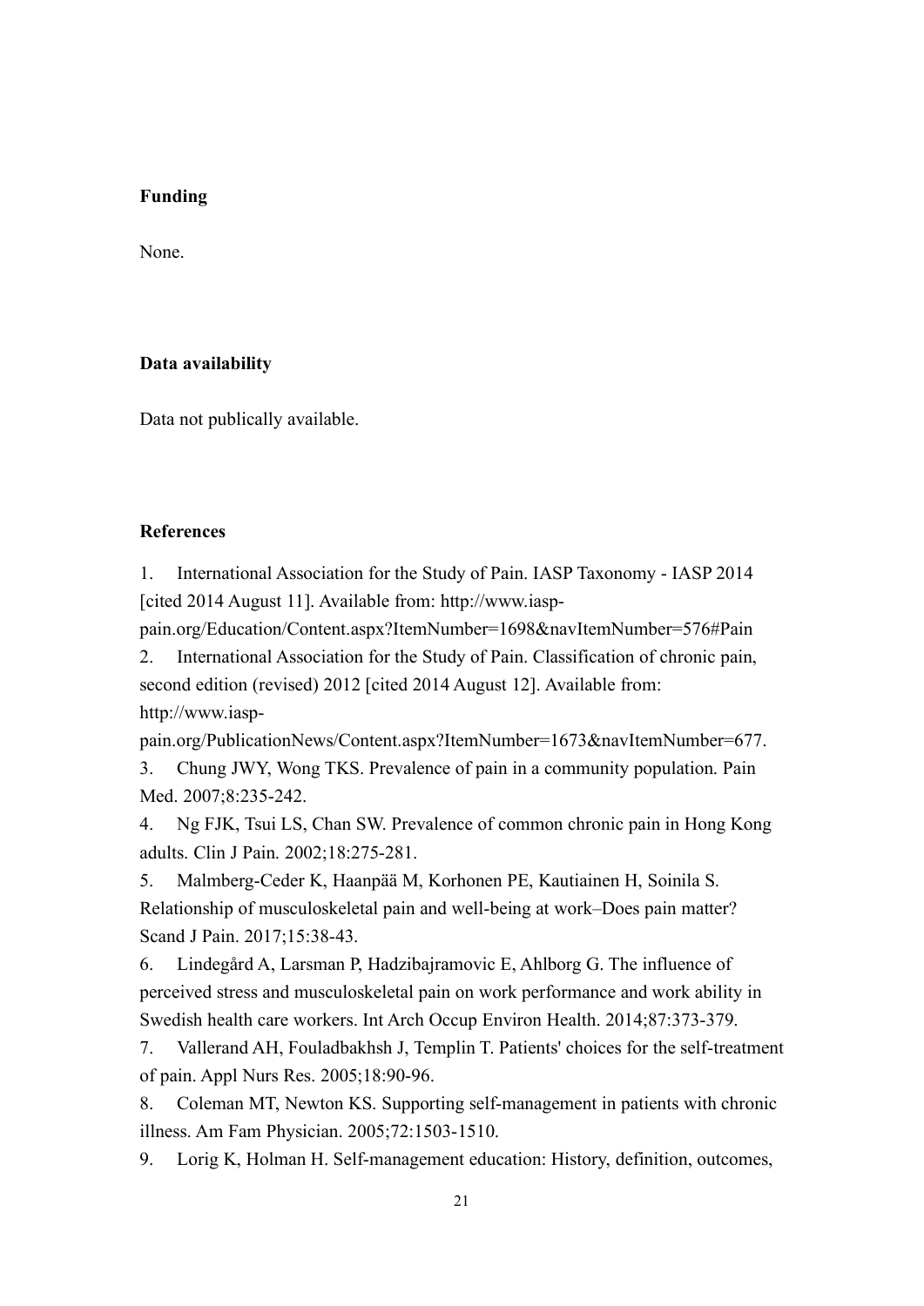**Funding**

None.

**Data availability**

Data not publically available.

**References**

1. International Association for the Study of Pain. IASP Taxonomy - IASP 2014 [cited 2014 August 11]. Available from: http://www.iasp-pain.org/Education/Content.aspx?ItemNumber=1698&navItemNumber=576#Pain
2. International Association for the Study of Pain. Classification of chronic pain, second edition (revised) 2012 [cited 2014 August 12]. Available from: http://www.iasp-pain.org/PublicationNews/Content.aspx?ItemNumber=1673&navItemNumber=677.
3. Chung JWY, Wong TKS. Prevalence of pain in a community population. Pain Med. 2007;8:235-242.
4. Ng FJK, Tsui LS, Chan SW. Prevalence of common chronic pain in Hong Kong adults. Clin J Pain. 2002;18:275-281.
5. Malmberg-Ceder K, Haanpää M, Korhonen PE, Kautiainen H, Soinila S. Relationship of musculoskeletal pain and well-being at work–Does pain matter? Scand J Pain. 2017;15:38-43.
6. Lindegård A, Larsman P, Hadzibajramovic E, Ahlborg G. The influence of perceived stress and musculoskeletal pain on work performance and work ability in Swedish health care workers. Int Arch Occup Environ Health. 2014;87:373-379.
7. Vallerand AH, Fouladbakhsh J, Templin T. Patients' choices for the self-treatment of pain. Appl Nurs Res. 2005;18:90-96.
8. Coleman MT, Newton KS. Supporting self-management in patients with chronic illness. Am Fam Physician. 2005;72:1503-1510.
9. Lorig K, Holman H. Self-management education: History, definition, outcomes,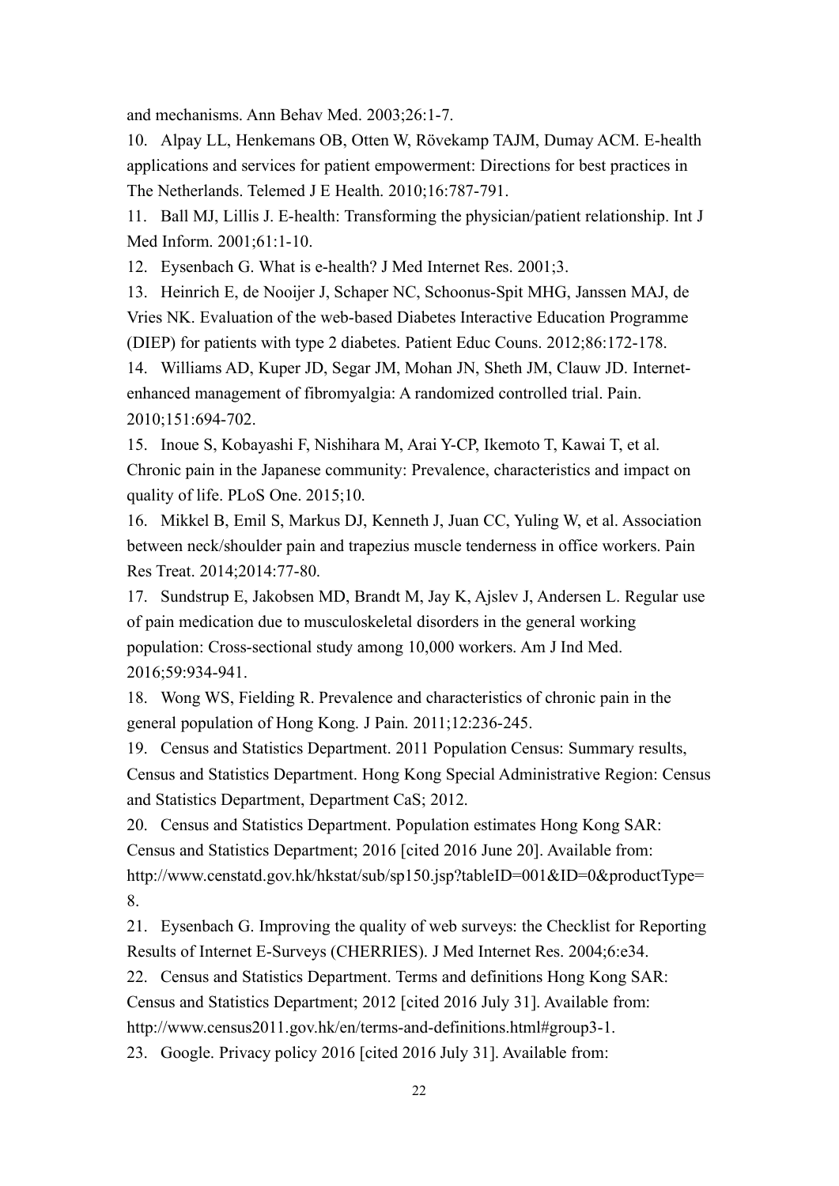and mechanisms. Ann Behav Med. 2003;26:1-7.

10. Alpay LL, Henkemans OB, Otten W, Rövekamp TAJM, Dumay ACM. E-health applications and services for patient empowerment: Directions for best practices in The Netherlands. Telemed J E Health. 2010;16:787-791.

11. Ball MJ, Lillis J. E-health: Transforming the physician/patient relationship. Int J Med Inform. 2001;61:1-10.

12. Eysenbach G. What is e-health? J Med Internet Res. 2001;3.

13. Heinrich E, de Nooijer J, Schaper NC, Schoonus-Spit MHG, Janssen MAJ, de Vries NK. Evaluation of the web-based Diabetes Interactive Education Programme (DIEP) for patients with type 2 diabetes. Patient Educ Couns. 2012;86:172-178.

14. Williams AD, Kuper JD, Segar JM, Mohan JN, Sheth JM, Clauw JD. Internet-enhanced management of fibromyalgia: A randomized controlled trial. Pain. 2010;151:694-702.

15. Inoue S, Kobayashi F, Nishihara M, Arai Y-CP, Ikemoto T, Kawai T, et al. Chronic pain in the Japanese community: Prevalence, characteristics and impact on quality of life. PLoS One. 2015;10.

16. Mikkel B, Emil S, Markus DJ, Kenneth J, Juan CC, Yuling W, et al. Association between neck/shoulder pain and trapezius muscle tenderness in office workers. Pain Res Treat. 2014;2014:77-80.

17. Sundstrup E, Jakobsen MD, Brandt M, Jay K, Ajslev J, Andersen L. Regular use of pain medication due to musculoskeletal disorders in the general working population: Cross-sectional study among 10,000 workers. Am J Ind Med. 2016;59:934-941.

18. Wong WS, Fielding R. Prevalence and characteristics of chronic pain in the general population of Hong Kong. J Pain. 2011;12:236-245.

19. Census and Statistics Department. 2011 Population Census: Summary results, Census and Statistics Department. Hong Kong Special Administrative Region: Census and Statistics Department, Department CaS; 2012.

20. Census and Statistics Department. Population estimates Hong Kong SAR: Census and Statistics Department; 2016 [cited 2016 June 20]. Available from: http://www.censtatd.gov.hk/hkstat/sub/sp150.jsp?tableID=001&ID=0&productType=8.

21. Eysenbach G. Improving the quality of web surveys: the Checklist for Reporting Results of Internet E-Surveys (CHERRIES). J Med Internet Res. 2004;6:e34.

22. Census and Statistics Department. Terms and definitions Hong Kong SAR: Census and Statistics Department; 2012 [cited 2016 July 31]. Available from: http://www.census2011.gov.hk/en/terms-and-definitions.html#group3-1.

23. Google. Privacy policy 2016 [cited 2016 July 31]. Available from: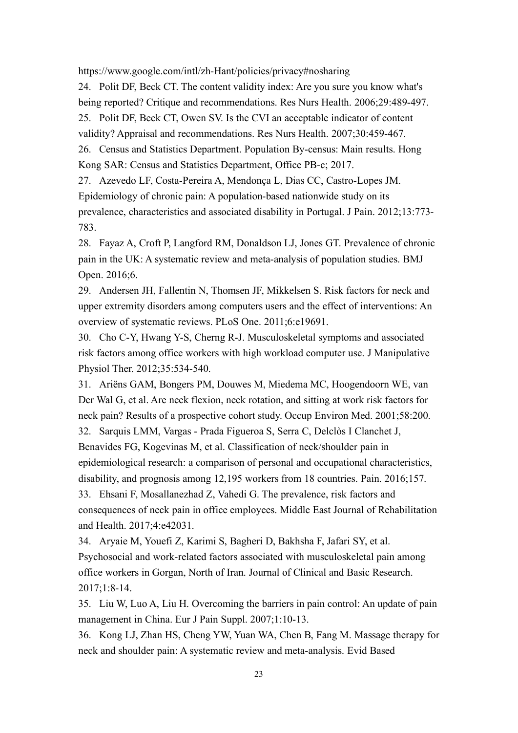https://www.google.com/intl/zh-Hant/policies/privacy#nosharing

24. Polit DF, Beck CT. The content validity index: Are you sure you know what's being reported? Critique and recommendations. Res Nurs Health. 2006;29:489-497.
25. Polit DF, Beck CT, Owen SV. Is the CVI an acceptable indicator of content validity? Appraisal and recommendations. Res Nurs Health. 2007;30:459-467.
26. Census and Statistics Department. Population By-census: Main results. Hong Kong SAR: Census and Statistics Department, Office PB-c; 2017.
27. Azevedo LF, Costa-Pereira A, Mendonça L, Dias CC, Castro-Lopes JM. Epidemiology of chronic pain: A population-based nationwide study on its prevalence, characteristics and associated disability in Portugal. J Pain. 2012;13:773-783.
28. Fayaz A, Croft P, Langford RM, Donaldson LJ, Jones GT. Prevalence of chronic pain in the UK: A systematic review and meta-analysis of population studies. BMJ Open. 2016;6.
29. Andersen JH, Fallentin N, Thomsen JF, Mikkelsen S. Risk factors for neck and upper extremity disorders among computers users and the effect of interventions: An overview of systematic reviews. PLoS One. 2011;6:e19691.
30. Cho C-Y, Hwang Y-S, Cherng R-J. Musculoskeletal symptoms and associated risk factors among office workers with high workload computer use. J Manipulative Physiol Ther. 2012;35:534-540.
31. Ariëns GAM, Bongers PM, Douwes M, Miedema MC, Hoogendoorn WE, van Der Wal G, et al. Are neck flexion, neck rotation, and sitting at work risk factors for neck pain? Results of a prospective cohort study. Occup Environ Med. 2001;58:200.
32. Sarquis LMM, Vargas - Prada Figueroa S, Serra C, Delclòs I Clanchet J, Benavides FG, Kogevinas M, et al. Classification of neck/shoulder pain in epidemiological research: a comparison of personal and occupational characteristics, disability, and prognosis among 12,195 workers from 18 countries. Pain. 2016;157.
33. Ehsani F, Mosallanezhad Z, Vahedi G. The prevalence, risk factors and consequences of neck pain in office employees. Middle East Journal of Rehabilitation and Health. 2017;4:e42031.
34. Aryaie M, Youefi Z, Karimi S, Bagheri D, Bakhsha F, Jafari SY, et al. Psychosocial and work-related factors associated with musculoskeletal pain among office workers in Gorgan, North of Iran. Journal of Clinical and Basic Research. 2017;1:8-14.
35. Liu W, Luo A, Liu H. Overcoming the barriers in pain control: An update of pain management in China. Eur J Pain Suppl. 2007;1:10-13.
36. Kong LJ, Zhan HS, Cheng YW, Yuan WA, Chen B, Fang M. Massage therapy for neck and shoulder pain: A systematic review and meta-analysis. Evid Based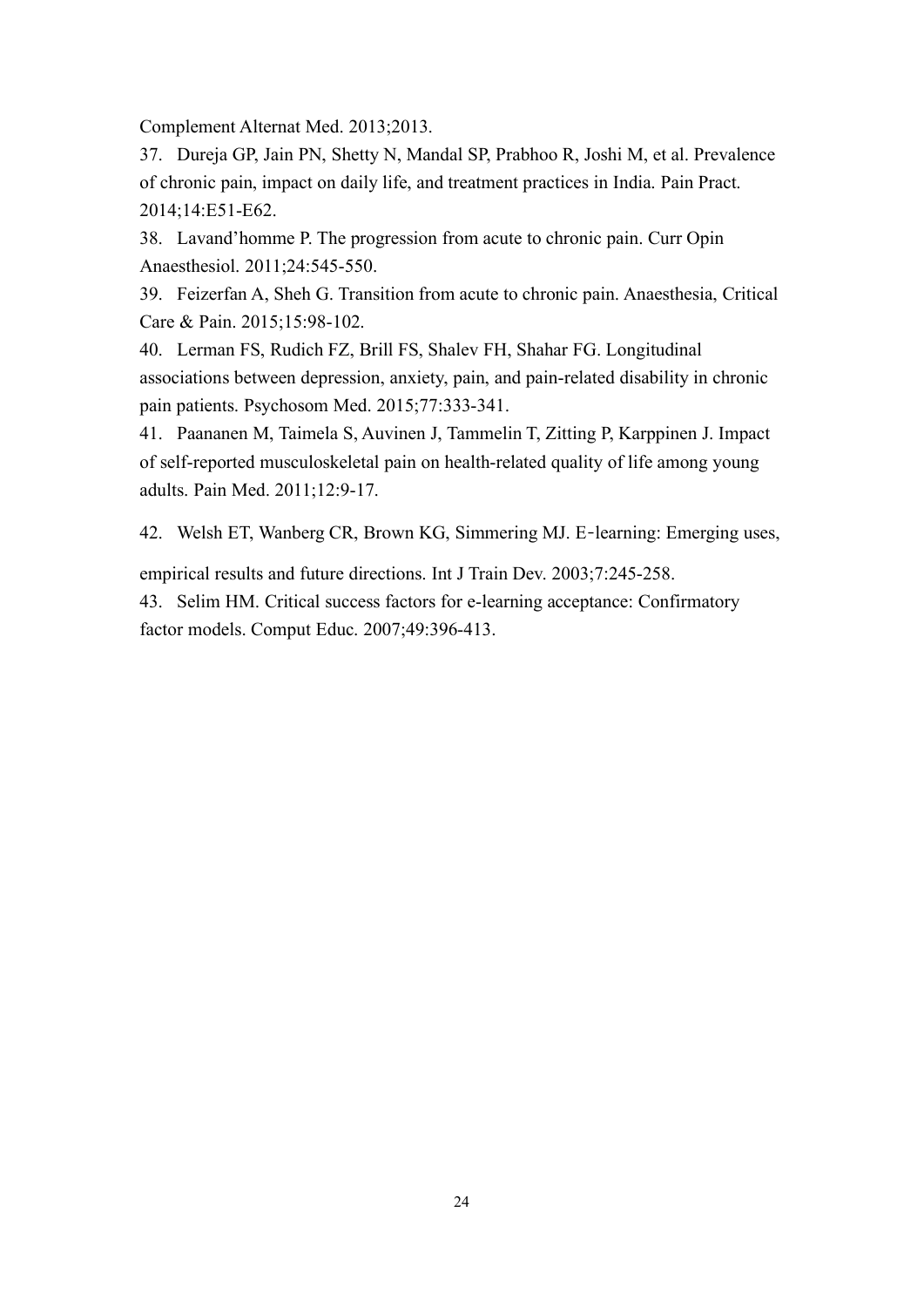Complement Alternat Med. 2013;2013.

37. Dureja GP, Jain PN, Shetty N, Mandal SP, Prabhoo R, Joshi M, et al. Prevalence of chronic pain, impact on daily life, and treatment practices in India. Pain Pract. 2014;14:E51-E62.

38. Lavand'homme P. The progression from acute to chronic pain. Curr Opin Anaesthesiol. 2011;24:545-550.

39. Feizerfan A, Sheh G. Transition from acute to chronic pain. Anaesthesia, Critical Care & Pain. 2015;15:98-102.

40. Lerman FS, Rudich FZ, Brill FS, Shalev FH, Shahar FG. Longitudinal associations between depression, anxiety, pain, and pain-related disability in chronic pain patients. Psychosom Med. 2015;77:333-341.

41. Paananen M, Taimela S, Auvinen J, Tammelin T, Zitting P, Karppinen J. Impact of self-reported musculoskeletal pain on health-related quality of life among young adults. Pain Med. 2011;12:9-17.

42. Welsh ET, Wanberg CR, Brown KG, Simmering MJ. E‐learning: Emerging uses, empirical results and future directions. Int J Train Dev. 2003;7:245-258.

43. Selim HM. Critical success factors for e-learning acceptance: Confirmatory factor models. Comput Educ. 2007;49:396-413.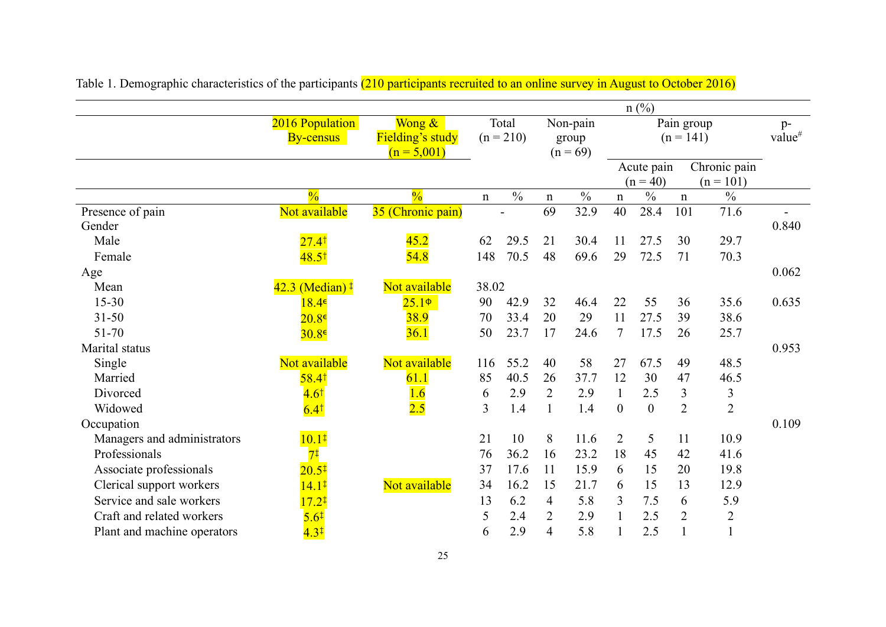Table 1. Demographic characteristics of the participants (210 participants recruited to an online survey in August to October 2016)

| | 2016 Population By-census | Wong & Fielding's study (n = 5,001) | Total (n = 210) | | Non-pain group (n = 69) | | Pain group (n = 141) | | | | p-value# |
|---|---|---|---|---|---|---|---|---|---|---|---|
| | | | | | | | Acute pain (n = 40) | | Chronic pain (n = 101) | | |
| | % | % | n | % | n | % | n | % | n | % | |
| Presence of pain | Not available | 35 (Chronic pain) | - | | 69 | 32.9 | 40 | 28.4 | 101 | 71.6 | - |
| Gender | | | | | | | | | | | 0.840 |
| Male | 27.4† | 45.2 | 62 | 29.5 | 21 | 30.4 | 11 | 27.5 | 30 | 29.7 | |
| Female | 48.5† | 54.8 | 148 | 70.5 | 48 | 69.6 | 29 | 72.5 | 71 | 70.3 | |
| Age | | | | | | | | | | | 0.062 |
| Mean | 42.3 (Median) ‡ | Not available | 38.02 | | | | | | | | |
| 15-30 | 18.4€ | 25.1Φ | 90 | 42.9 | 32 | 46.4 | 22 | 55 | 36 | 35.6 | 0.635 |
| 31-50 | 20.8€ | 38.9 | 70 | 33.4 | 20 | 29 | 11 | 27.5 | 39 | 38.6 | |
| 51-70 | 30.8€ | 36.1 | 50 | 23.7 | 17 | 24.6 | 7 | 17.5 | 26 | 25.7 | |
| Marital status | | | | | | | | | | | 0.953 |
| Single | Not available | Not available | 116 | 55.2 | 40 | 58 | 27 | 67.5 | 49 | 48.5 | |
| Married | 58.4† | 61.1 | 85 | 40.5 | 26 | 37.7 | 12 | 30 | 47 | 46.5 | |
| Divorced | 4.6† | 1.6 | 6 | 2.9 | 2 | 2.9 | 1 | 2.5 | 3 | 3 | |
| Widowed | 6.4† | 2.5 | 3 | 1.4 | 1 | 1.4 | 0 | 0 | 2 | 2 | |
| Occupation | | | | | | | | | | | 0.109 |
| Managers and administrators | 10.1‡ | | 21 | 10 | 8 | 11.6 | 2 | 5 | 11 | 10.9 | |
| Professionals | 7‡ | | 76 | 36.2 | 16 | 23.2 | 18 | 45 | 42 | 41.6 | |
| Associate professionals | 20.5‡ | | 37 | 17.6 | 11 | 15.9 | 6 | 15 | 20 | 19.8 | |
| Clerical support workers | 14.1‡ | Not available | 34 | 16.2 | 15 | 21.7 | 6 | 15 | 13 | 12.9 | |
| Service and sale workers | 17.2‡ | | 13 | 6.2 | 4 | 5.8 | 3 | 7.5 | 6 | 5.9 | |
| Craft and related workers | 5.6‡ | | 5 | 2.4 | 2 | 2.9 | 1 | 2.5 | 2 | 2 | |
| Plant and machine operators | 4.3‡ | | 6 | 2.9 | 4 | 5.8 | 1 | 2.5 | 1 | 1 | |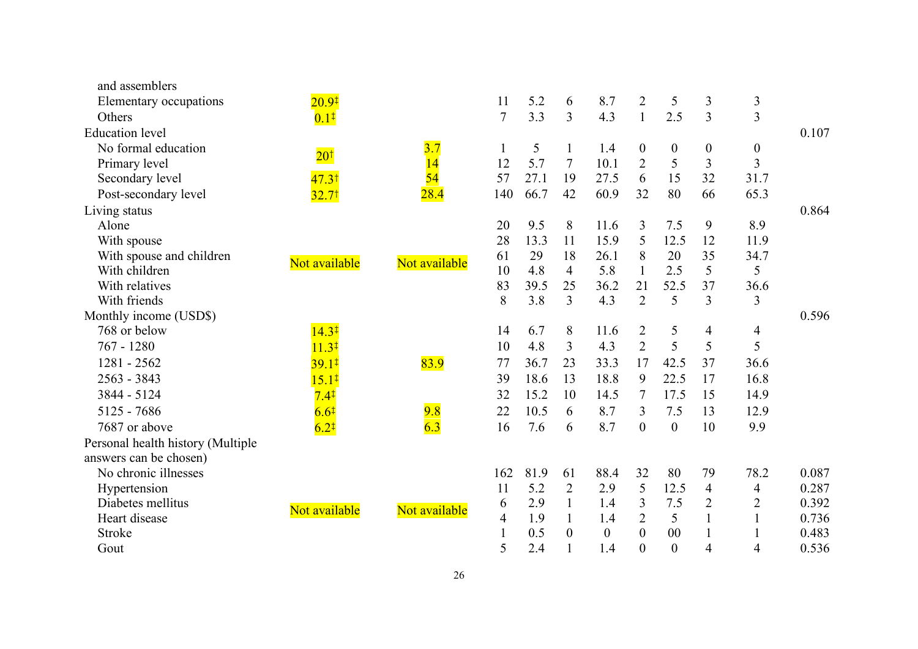| | | | | | | | | | | | |
|---|---|---|---|---|---|---|---|---|---|---|---|
| and assemblers | | | | | | | | | | | |
| Elementary occupations | 20.9‡ | | 11 | 5.2 | 6 | 8.7 | 2 | 5 | 3 | 3 | |
| Others | 0.1‡ | | 7 | 3.3 | 3 | 4.3 | 1 | 2.5 | 3 | 3 | |
| Education level | | | | | | | | | | | 0.107 |
| No formal education | 20† | 3.7 | 1 | 5 | 1 | 1.4 | 0 | 0 | 0 | 0 | |
| Primary level | | 14 | 12 | 5.7 | 7 | 10.1 | 2 | 5 | 3 | 3 | |
| Secondary level | 47.3† | 54 | 57 | 27.1 | 19 | 27.5 | 6 | 15 | 32 | 31.7 | |
| Post-secondary level | 32.7† | 28.4 | 140 | 66.7 | 42 | 60.9 | 32 | 80 | 66 | 65.3 | |
| Living status | | | | | | | | | | | 0.864 |
| Alone | Not available | Not available | 20 | 9.5 | 8 | 11.6 | 3 | 7.5 | 9 | 8.9 | |
| With spouse | | | 28 | 13.3 | 11 | 15.9 | 5 | 12.5 | 12 | 11.9 | |
| With spouse and children | | | 61 | 29 | 18 | 26.1 | 8 | 20 | 35 | 34.7 | |
| With children | | | 10 | 4.8 | 4 | 5.8 | 1 | 2.5 | 5 | 5 | |
| With relatives | | | 83 | 39.5 | 25 | 36.2 | 21 | 52.5 | 37 | 36.6 | |
| With friends | | | 8 | 3.8 | 3 | 4.3 | 2 | 5 | 3 | 3 | |
| Monthly income (USD$) | | | | | | | | | | | 0.596 |
| 768 or below | 14.3‡ | 83.9 | 14 | 6.7 | 8 | 11.6 | 2 | 5 | 4 | 4 | |
| 767 - 1280 | 11.3‡ | | 10 | 4.8 | 3 | 4.3 | 2 | 5 | 5 | 5 | |
| 1281 - 2562 | 39.1‡ | | 77 | 36.7 | 23 | 33.3 | 17 | 42.5 | 37 | 36.6 | |
| 2563 - 3843 | 15.1‡ | | 39 | 18.6 | 13 | 18.8 | 9 | 22.5 | 17 | 16.8 | |
| 3844 - 5124 | 7.4‡ | | 32 | 15.2 | 10 | 14.5 | 7 | 17.5 | 15 | 14.9 | |
| 5125 - 7686 | 6.6‡ | 9.8 | 22 | 10.5 | 6 | 8.7 | 3 | 7.5 | 13 | 12.9 | |
| 7687 or above | 6.2‡ | 6.3 | 16 | 7.6 | 6 | 8.7 | 0 | 0 | 10 | 9.9 | |
| Personal health history (Multiple answers can be chosen) | | | | | | | | | | | |
| No chronic illnesses | Not available | Not available | 162 | 81.9 | 61 | 88.4 | 32 | 80 | 79 | 78.2 | 0.087 |
| Hypertension | | | 11 | 5.2 | 2 | 2.9 | 5 | 12.5 | 4 | 4 | 0.287 |
| Diabetes mellitus | | | 6 | 2.9 | 1 | 1.4 | 3 | 7.5 | 2 | 2 | 0.392 |
| Heart disease | | | 4 | 1.9 | 1 | 1.4 | 2 | 5 | 1 | 1 | 0.736 |
| Stroke | | | 1 | 0.5 | 0 | 0 | 0 | 00 | 1 | 1 | 0.483 |
| Gout | | | 5 | 2.4 | 1 | 1.4 | 0 | 0 | 4 | 4 | 0.536 |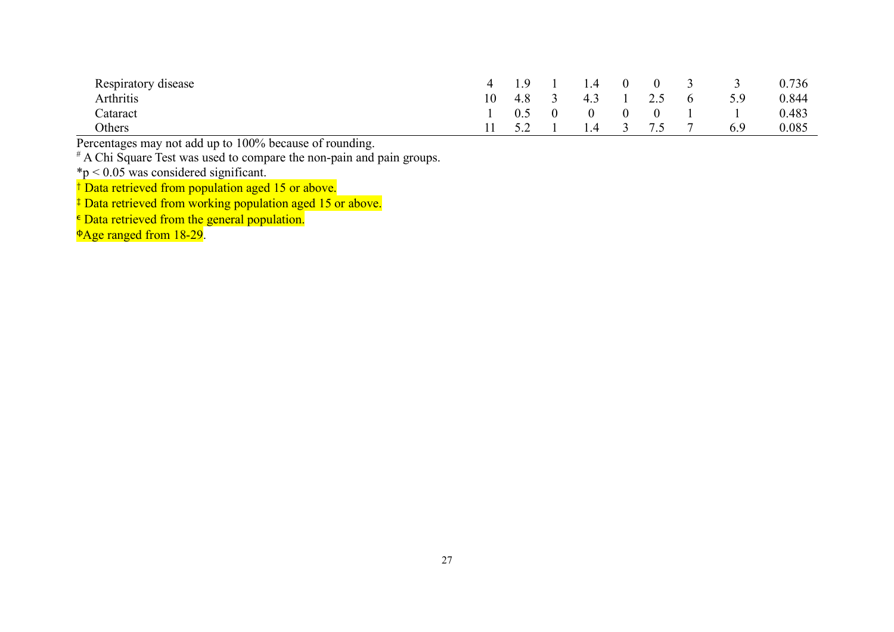| | | | | | | | | | |
|---|---|---|---|---|---|---|---|---|---|
| Respiratory disease | 4 | 1.9 | 1 | 1.4 | 0 | 0 | 3 | 3 | 0.736 |
| Arthritis | 10 | 4.8 | 3 | 4.3 | 1 | 2.5 | 6 | 5.9 | 0.844 |
| Cataract | 1 | 0.5 | 0 | 0 | 0 | 0 | 1 | 1 | 0.483 |
| Others | 11 | 5.2 | 1 | 1.4 | 3 | 7.5 | 7 | 6.9 | 0.085 |

Percentages may not add up to 100% because of rounding.

[#] A Chi Square Test was used to compare the non-pain and pain groups.

*$p < 0.05$ was considered significant.

[†] Data retrieved from population aged 15 or above.

[‡] Data retrieved from working population aged 15 or above.

[€] Data retrieved from the general population.

[Φ]Age ranged from 18-29.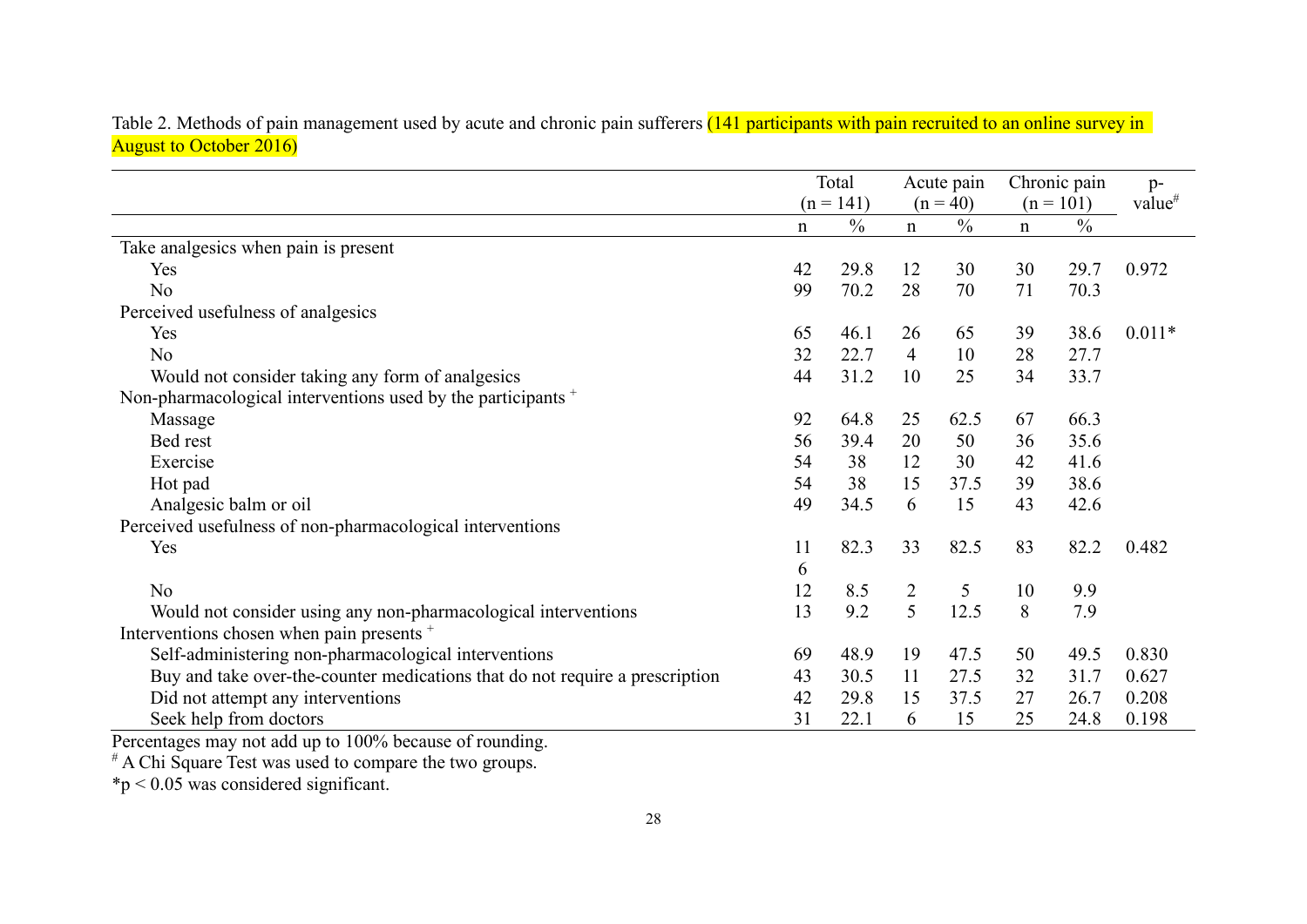Table 2. Methods of pain management used by acute and chronic pain sufferers (141 participants with pain recruited to an online survey in August to October 2016)

| | Total (n = 141) | | Acute pain (n = 40) | | Chronic pain (n = 101) | | p-value[#] |
|---|---|---|---|---|---|---|---|
| | n | % | n | % | n | % | |
| Take analgesics when pain is present | | | | | | | |
| Yes | 42 | 29.8 | 12 | 30 | 30 | 29.7 | 0.972 |
| No | 99 | 70.2 | 28 | 70 | 71 | 70.3 | |
| Perceived usefulness of analgesics | | | | | | | |
| Yes | 65 | 46.1 | 26 | 65 | 39 | 38.6 | 0.011* |
| No | 32 | 22.7 | 4 | 10 | 28 | 27.7 | |
| Would not consider taking any form of analgesics | 44 | 31.2 | 10 | 25 | 34 | 33.7 | |
| Non-pharmacological interventions used by the participants [+] | | | | | | | |
| Massage | 92 | 64.8 | 25 | 62.5 | 67 | 66.3 | |
| Bed rest | 56 | 39.4 | 20 | 50 | 36 | 35.6 | |
| Exercise | 54 | 38 | 12 | 30 | 42 | 41.6 | |
| Hot pad | 54 | 38 | 15 | 37.5 | 39 | 38.6 | |
| Analgesic balm or oil | 49 | 34.5 | 6 | 15 | 43 | 42.6 | |
| Perceived usefulness of non-pharmacological interventions | | | | | | | |
| Yes | 116 | 82.3 | 33 | 82.5 | 83 | 82.2 | 0.482 |
| No | 12 | 8.5 | 2 | 5 | 10 | 9.9 | |
| Would not consider using any non-pharmacological interventions | 13 | 9.2 | 5 | 12.5 | 8 | 7.9 | |
| Interventions chosen when pain presents [+] | | | | | | | |
| Self-administering non-pharmacological interventions | 69 | 48.9 | 19 | 47.5 | 50 | 49.5 | 0.830 |
| Buy and take over-the-counter medications that do not require a prescription | 43 | 30.5 | 11 | 27.5 | 32 | 31.7 | 0.627 |
| Did not attempt any interventions | 42 | 29.8 | 15 | 37.5 | 27 | 26.7 | 0.208 |
| Seek help from doctors | 31 | 22.1 | 6 | 15 | 25 | 24.8 | 0.198 |

Percentages may not add up to 100% because of rounding.

[#] A Chi Square Test was used to compare the two groups.

*$p < 0.05$ was considered significant.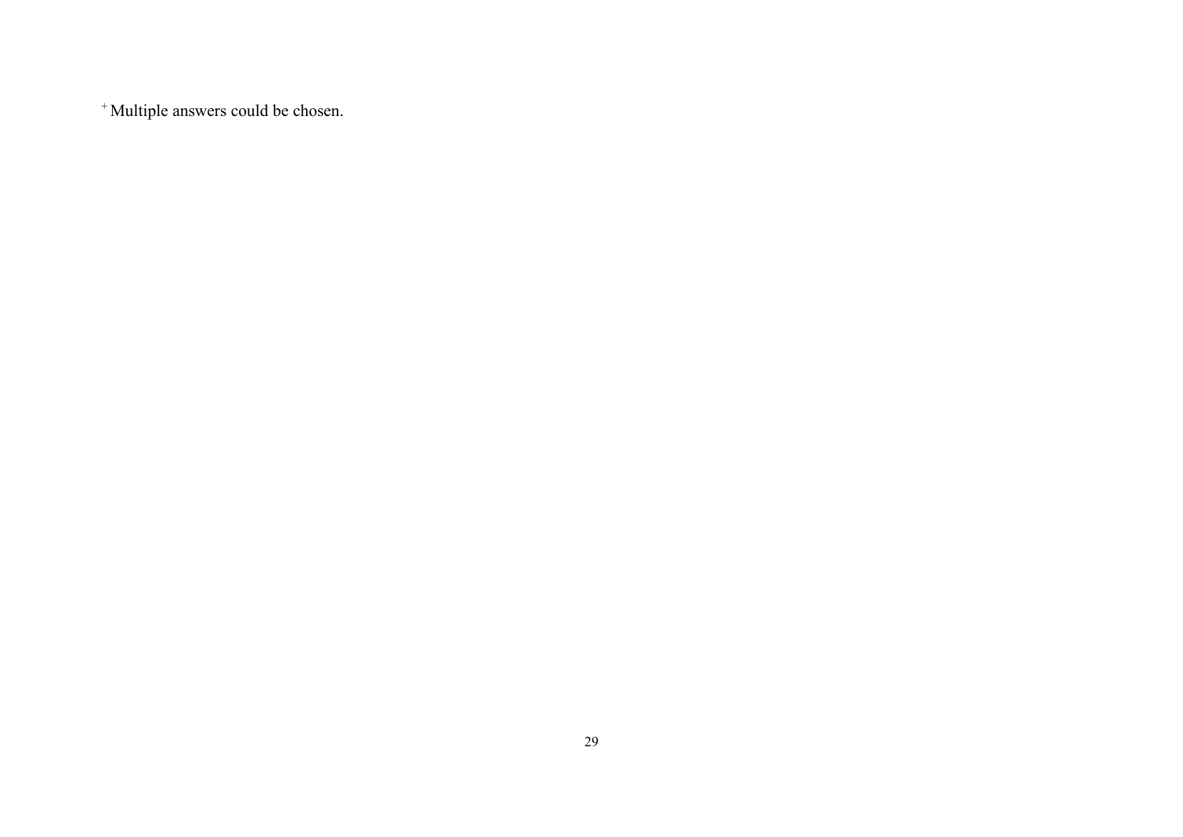[+] Multiple answers could be chosen.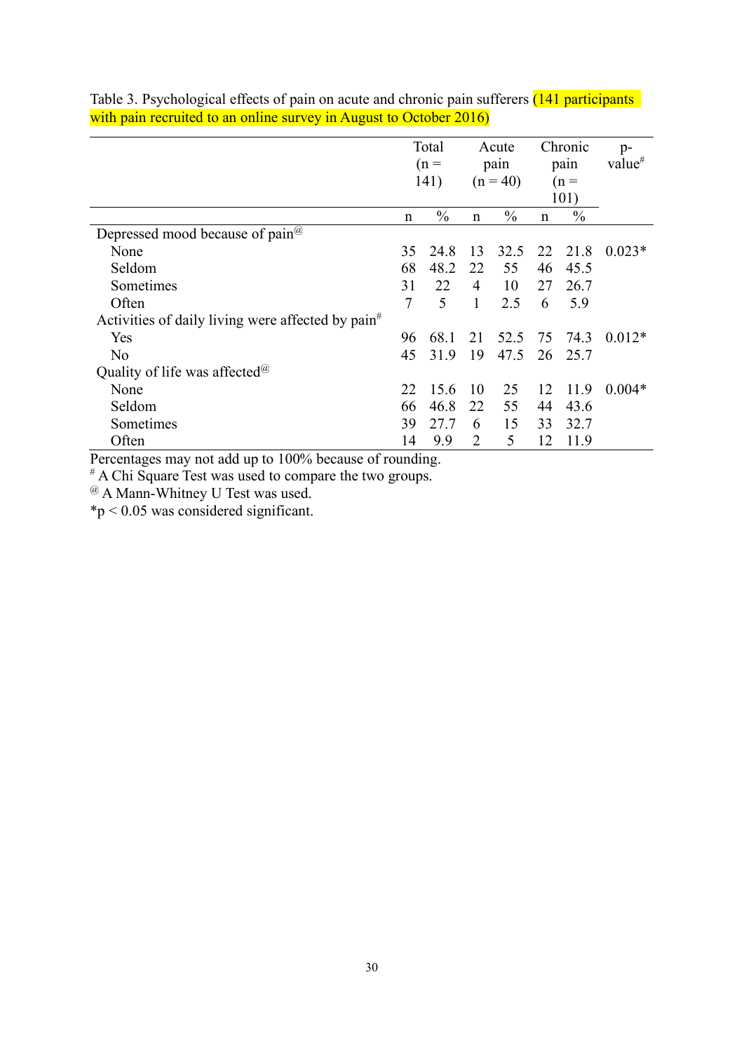Table 3. Psychological effects of pain on acute and chronic pain sufferers (141 participants with pain recruited to an online survey in August to October 2016)

| | Total (n = 141) | | Acute pain (n = 40) | | Chronic pain (n = 101) | | p-value[#] |
|---|---|---|---|---|---|---|---|
| | n | % | n | % | n | % | |
| Depressed mood because of pain[@] | | | | | | | |
| None | 35 | 24.8 | 13 | 32.5 | 22 | 21.8 | 0.023* |
| Seldom | 68 | 48.2 | 22 | 55 | 46 | 45.5 | |
| Sometimes | 31 | 22 | 4 | 10 | 27 | 26.7 | |
| Often | 7 | 5 | 1 | 2.5 | 6 | 5.9 | |
| Activities of daily living were affected by pain[#] | | | | | | | |
| Yes | 96 | 68.1 | 21 | 52.5 | 75 | 74.3 | 0.012* |
| No | 45 | 31.9 | 19 | 47.5 | 26 | 25.7 | |
| Quality of life was affected[@] | | | | | | | |
| None | 22 | 15.6 | 10 | 25 | 12 | 11.9 | 0.004* |
| Seldom | 66 | 46.8 | 22 | 55 | 44 | 43.6 | |
| Sometimes | 39 | 27.7 | 6 | 15 | 33 | 32.7 | |
| Often | 14 | 9.9 | 2 | 5 | 12 | 11.9 | |

Percentages may not add up to 100% because of rounding.

[#] A Chi Square Test was used to compare the two groups.

[@] A Mann-Whitney U Test was used.

*$p < 0.05$ was considered significant.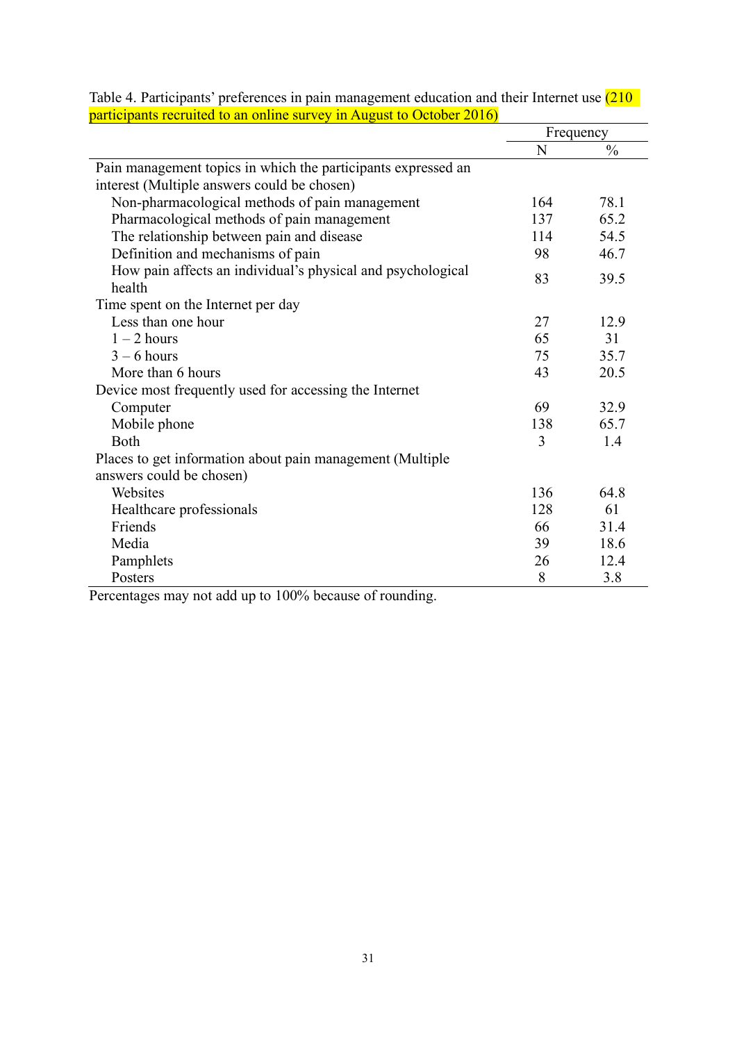Table 4. Participants' preferences in pain management education and their Internet use (210 participants recruited to an online survey in August to October 2016)

| | Frequency | |
|---|---|---|
| | N | % |
| Pain management topics in which the participants expressed an interest (Multiple answers could be chosen) | | |
| Non-pharmacological methods of pain management | 164 | 78.1 |
| Pharmacological methods of pain management | 137 | 65.2 |
| The relationship between pain and disease | 114 | 54.5 |
| Definition and mechanisms of pain | 98 | 46.7 |
| How pain affects an individual's physical and psychological health | 83 | 39.5 |
| Time spent on the Internet per day | | |
| Less than one hour | 27 | 12.9 |
| 1 – 2 hours | 65 | 31 |
| 3 – 6 hours | 75 | 35.7 |
| More than 6 hours | 43 | 20.5 |
| Device most frequently used for accessing the Internet | | |
| Computer | 69 | 32.9 |
| Mobile phone | 138 | 65.7 |
| Both | 3 | 1.4 |
| Places to get information about pain management (Multiple answers could be chosen) | | |
| Websites | 136 | 64.8 |
| Healthcare professionals | 128 | 61 |
| Friends | 66 | 31.4 |
| Media | 39 | 18.6 |
| Pamphlets | 26 | 12.4 |
| Posters | 8 | 3.8 |

Percentages may not add up to 100% because of rounding.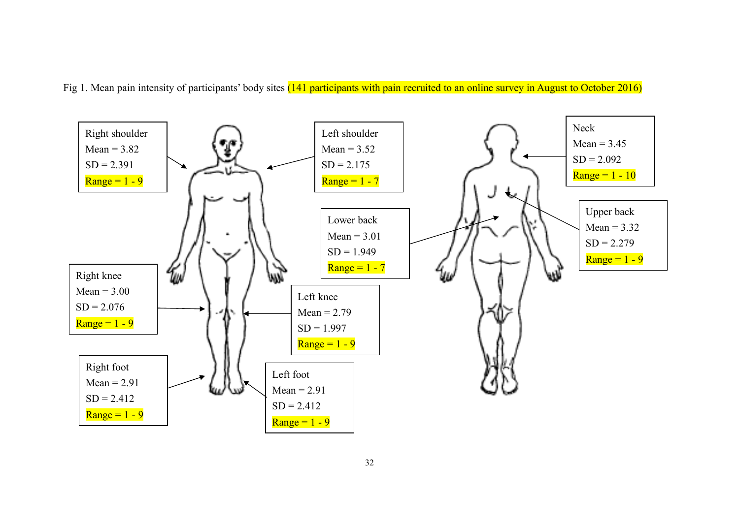Fig 1. Mean pain intensity of participants' body sites (141 participants with pain recruited to an online survey in August to October 2016)

Right shoulder
Mean = 3.82
SD = 2.391
Range = 1 - 9

Left shoulder
Mean = 3.52
SD = 2.175
Range = 1 - 7

Neck
Mean = 3.45
SD = 2.092
Range = 1 - 10

Upper back
Mean = 3.32
SD = 2.279
Range = 1 - 9

Lower back
Mean = 3.01
SD = 1.949
Range = 1 - 7

Right knee
Mean = 3.00
SD = 2.076
Range = 1 - 9

Left knee
Mean = 2.79
SD = 1.997
Range = 1 - 9

Right foot
Mean = 2.91
SD = 2.412
Range = 1 - 9

Left foot
Mean = 2.91
SD = 2.412
Range = 1 - 9